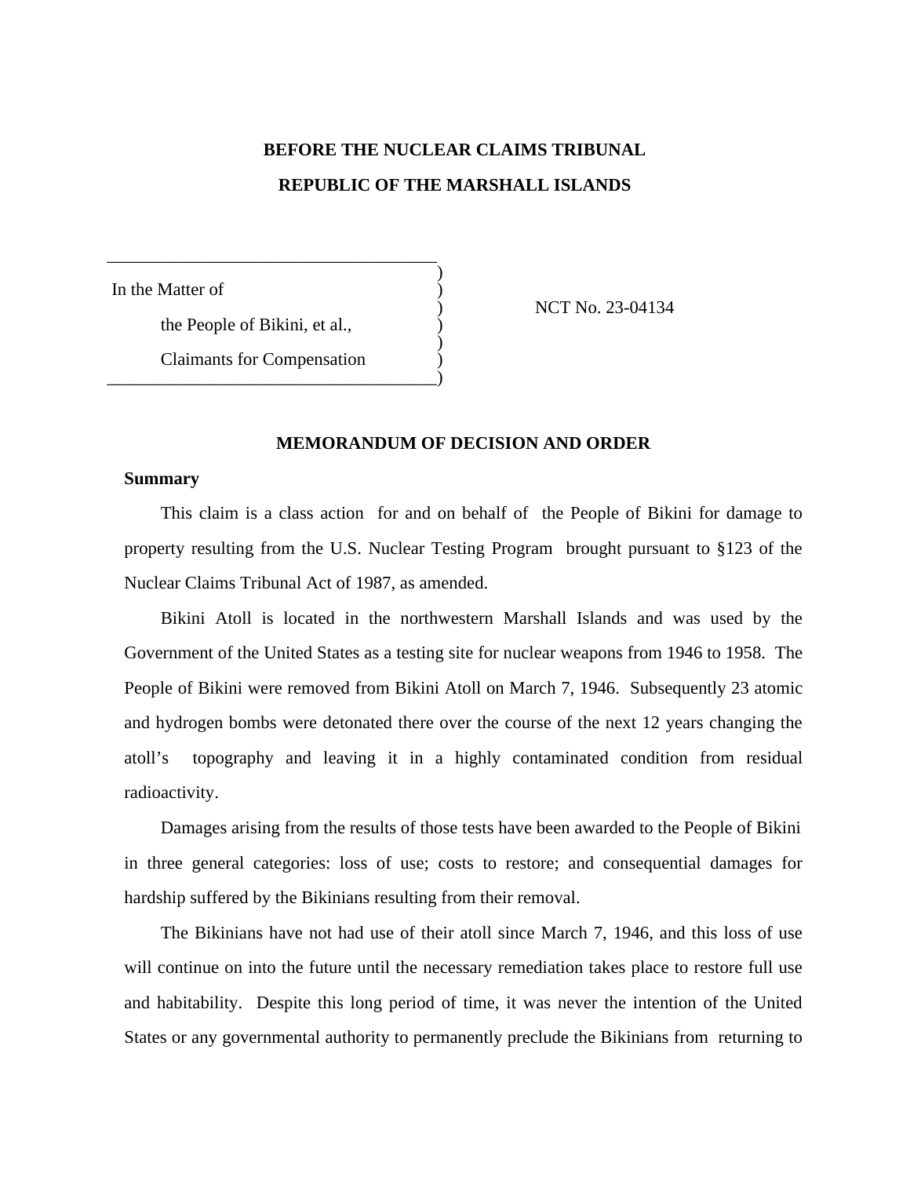**BEFORE THE NUCLEAR CLAIMS TRIBUNAL**

**REPUBLIC OF THE MARSHALL ISLANDS**

| | |
|---|---|
| In the Matter of<br>the People of Bikini, et al.,<br>Claimants for Compensation | NCT No. 23-04134 |

**MEMORANDUM OF DECISION AND ORDER**

**Summary**

This claim is a class action for and on behalf of the People of Bikini for damage to property resulting from the U.S. Nuclear Testing Program brought pursuant to §123 of the Nuclear Claims Tribunal Act of 1987, as amended.

Bikini Atoll is located in the northwestern Marshall Islands and was used by the Government of the United States as a testing site for nuclear weapons from 1946 to 1958. The People of Bikini were removed from Bikini Atoll on March 7, 1946. Subsequently 23 atomic and hydrogen bombs were detonated there over the course of the next 12 years changing the atoll's topography and leaving it in a highly contaminated condition from residual radioactivity.

Damages arising from the results of those tests have been awarded to the People of Bikini in three general categories: loss of use; costs to restore; and consequential damages for hardship suffered by the Bikinians resulting from their removal.

The Bikinians have not had use of their atoll since March 7, 1946, and this loss of use will continue on into the future until the necessary remediation takes place to restore full use and habitability. Despite this long period of time, it was never the intention of the United States or any governmental authority to permanently preclude the Bikinians from returning to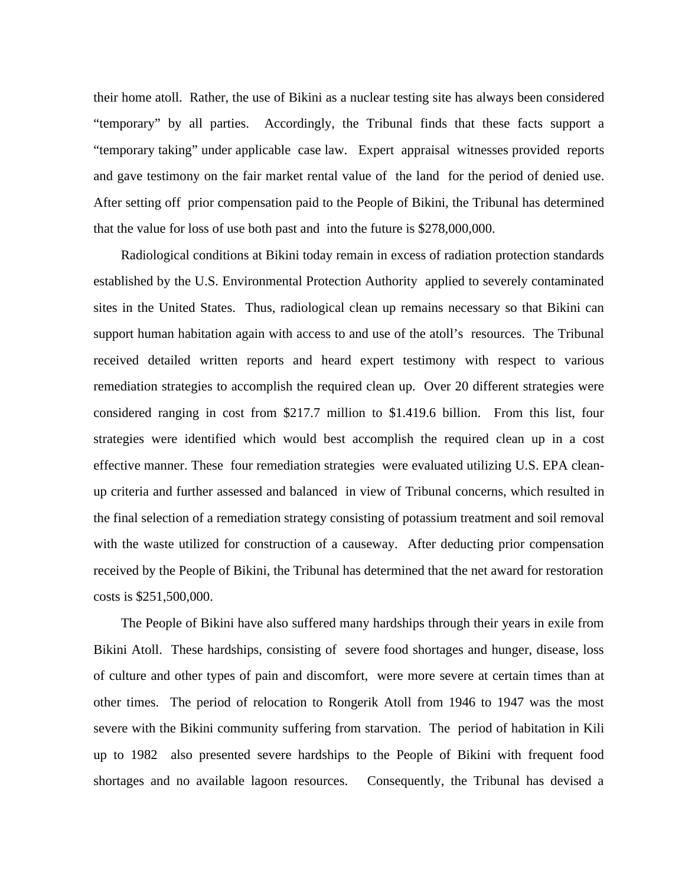their home atoll. Rather, the use of Bikini as a nuclear testing site has always been considered "temporary" by all parties. Accordingly, the Tribunal finds that these facts support a "temporary taking" under applicable case law. Expert appraisal witnesses provided reports and gave testimony on the fair market rental value of the land for the period of denied use. After setting off prior compensation paid to the People of Bikini, the Tribunal has determined that the value for loss of use both past and into the future is $278,000,000.

Radiological conditions at Bikini today remain in excess of radiation protection standards established by the U.S. Environmental Protection Authority applied to severely contaminated sites in the United States. Thus, radiological clean up remains necessary so that Bikini can support human habitation again with access to and use of the atoll's resources. The Tribunal received detailed written reports and heard expert testimony with respect to various remediation strategies to accomplish the required clean up. Over 20 different strategies were considered ranging in cost from $217.7 million to $1.419.6 billion. From this list, four strategies were identified which would best accomplish the required clean up in a cost effective manner. These four remediation strategies were evaluated utilizing U.S. EPA clean-up criteria and further assessed and balanced in view of Tribunal concerns, which resulted in the final selection of a remediation strategy consisting of potassium treatment and soil removal with the waste utilized for construction of a causeway. After deducting prior compensation received by the People of Bikini, the Tribunal has determined that the net award for restoration costs is $251,500,000.

The People of Bikini have also suffered many hardships through their years in exile from Bikini Atoll. These hardships, consisting of severe food shortages and hunger, disease, loss of culture and other types of pain and discomfort, were more severe at certain times than at other times. The period of relocation to Rongerik Atoll from 1946 to 1947 was the most severe with the Bikini community suffering from starvation. The period of habitation in Kili up to 1982 also presented severe hardships to the People of Bikini with frequent food shortages and no available lagoon resources. Consequently, the Tribunal has devised a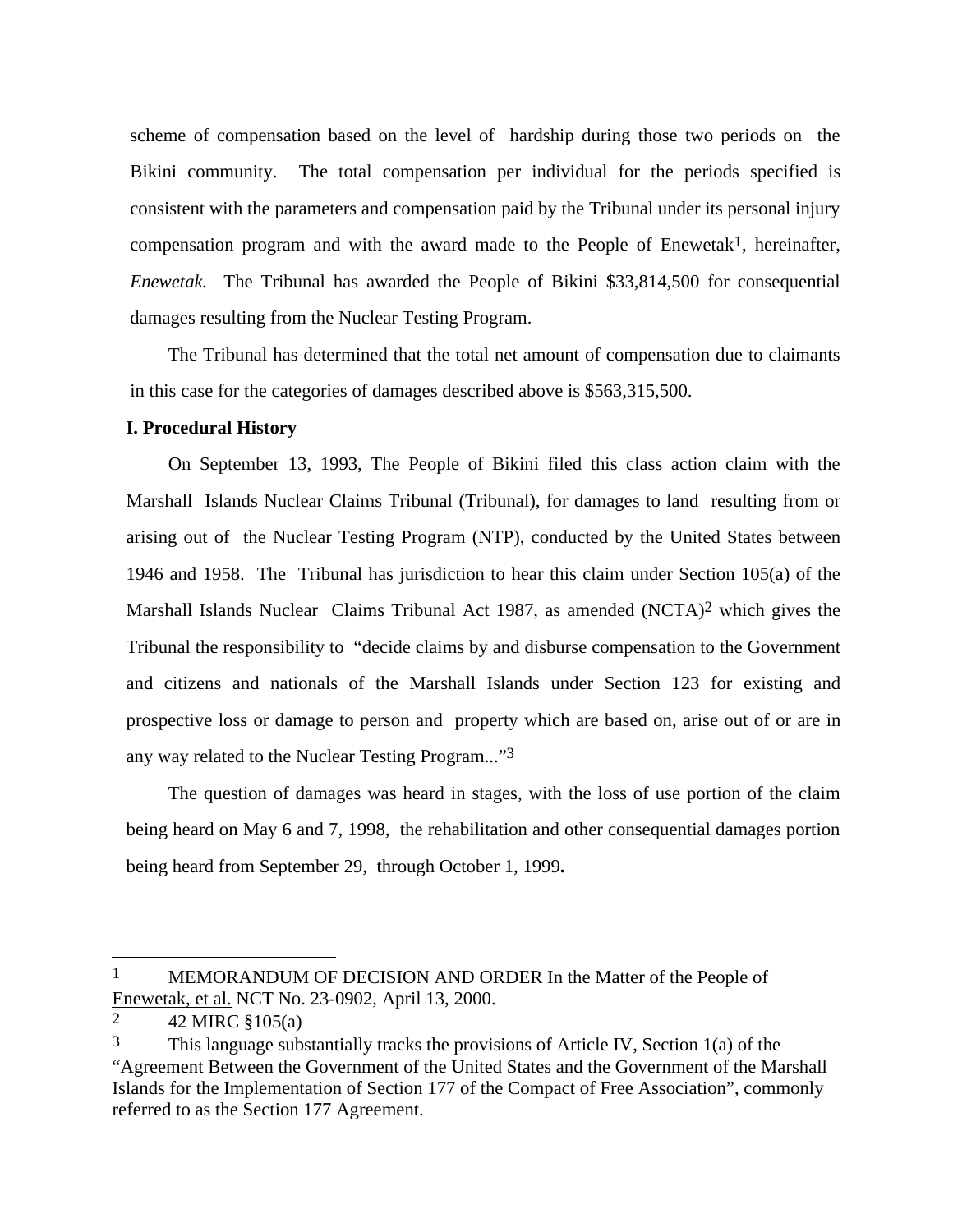scheme of compensation based on the level of hardship during those two periods on the Bikini community. The total compensation per individual for the periods specified is consistent with the parameters and compensation paid by the Tribunal under its personal injury compensation program and with the award made to the People of Enewetak[1], hereinafter, *Enewetak.* The Tribunal has awarded the People of Bikini $33,814,500 for consequential damages resulting from the Nuclear Testing Program.

The Tribunal has determined that the total net amount of compensation due to claimants in this case for the categories of damages described above is $563,315,500.

**I. Procedural History**

On September 13, 1993, The People of Bikini filed this class action claim with the Marshall Islands Nuclear Claims Tribunal (Tribunal), for damages to land resulting from or arising out of the Nuclear Testing Program (NTP), conducted by the United States between 1946 and 1958. The Tribunal has jurisdiction to hear this claim under Section 105(a) of the Marshall Islands Nuclear Claims Tribunal Act 1987, as amended (NCTA)[2] which gives the Tribunal the responsibility to "decide claims by and disburse compensation to the Government and citizens and nationals of the Marshall Islands under Section 123 for existing and prospective loss or damage to person and property which are based on, arise out of or are in any way related to the Nuclear Testing Program..."[3]

The question of damages was heard in stages, with the loss of use portion of the claim being heard on May 6 and 7, 1998, the rehabilitation and other consequential damages portion being heard from September 29, through October 1, 1999**.**

---

[1] MEMORANDUM OF DECISION AND ORDER In the Matter of the People of Enewetak, et al. NCT No. 23-0902, April 13, 2000.

[2] 42 MIRC §105(a)

[3] This language substantially tracks the provisions of Article IV, Section 1(a) of the "Agreement Between the Government of the United States and the Government of the Marshall Islands for the Implementation of Section 177 of the Compact of Free Association", commonly referred to as the Section 177 Agreement.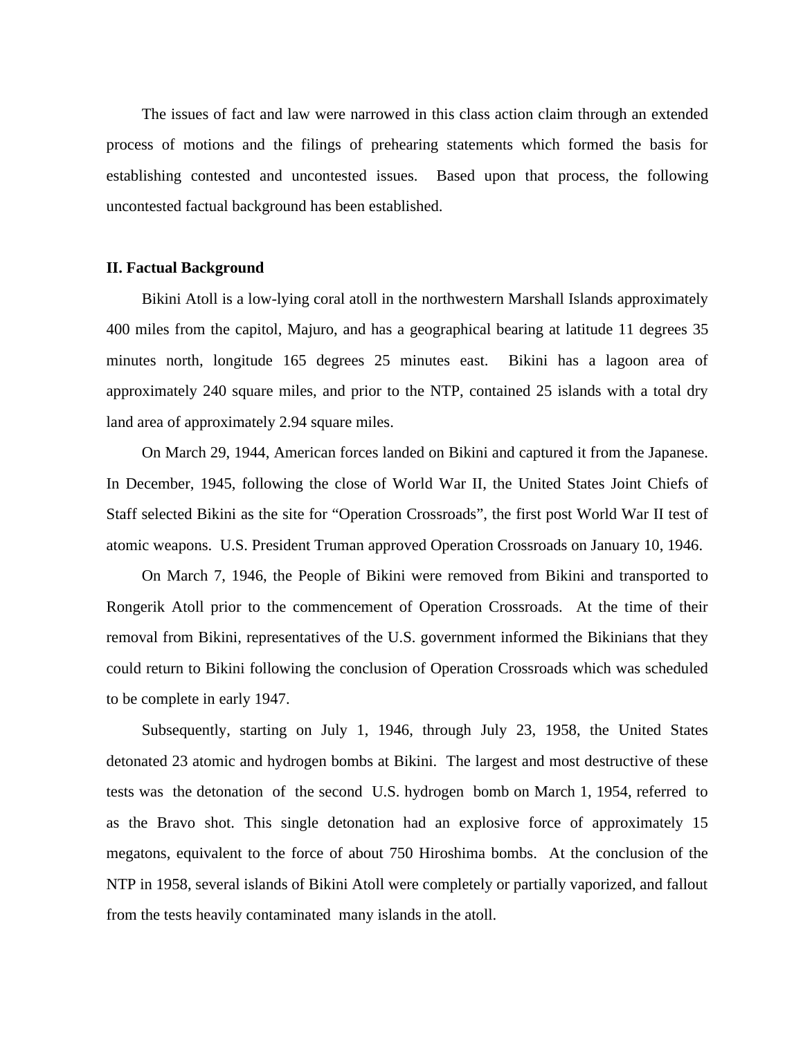The issues of fact and law were narrowed in this class action claim through an extended process of motions and the filings of prehearing statements which formed the basis for establishing contested and uncontested issues. Based upon that process, the following uncontested factual background has been established.

## II. Factual Background

Bikini Atoll is a low-lying coral atoll in the northwestern Marshall Islands approximately 400 miles from the capitol, Majuro, and has a geographical bearing at latitude 11 degrees 35 minutes north, longitude 165 degrees 25 minutes east. Bikini has a lagoon area of approximately 240 square miles, and prior to the NTP, contained 25 islands with a total dry land area of approximately 2.94 square miles.

On March 29, 1944, American forces landed on Bikini and captured it from the Japanese. In December, 1945, following the close of World War II, the United States Joint Chiefs of Staff selected Bikini as the site for "Operation Crossroads", the first post World War II test of atomic weapons. U.S. President Truman approved Operation Crossroads on January 10, 1946.

On March 7, 1946, the People of Bikini were removed from Bikini and transported to Rongerik Atoll prior to the commencement of Operation Crossroads. At the time of their removal from Bikini, representatives of the U.S. government informed the Bikinians that they could return to Bikini following the conclusion of Operation Crossroads which was scheduled to be complete in early 1947.

Subsequently, starting on July 1, 1946, through July 23, 1958, the United States detonated 23 atomic and hydrogen bombs at Bikini. The largest and most destructive of these tests was the detonation of the second U.S. hydrogen bomb on March 1, 1954, referred to as the Bravo shot. This single detonation had an explosive force of approximately 15 megatons, equivalent to the force of about 750 Hiroshima bombs. At the conclusion of the NTP in 1958, several islands of Bikini Atoll were completely or partially vaporized, and fallout from the tests heavily contaminated many islands in the atoll.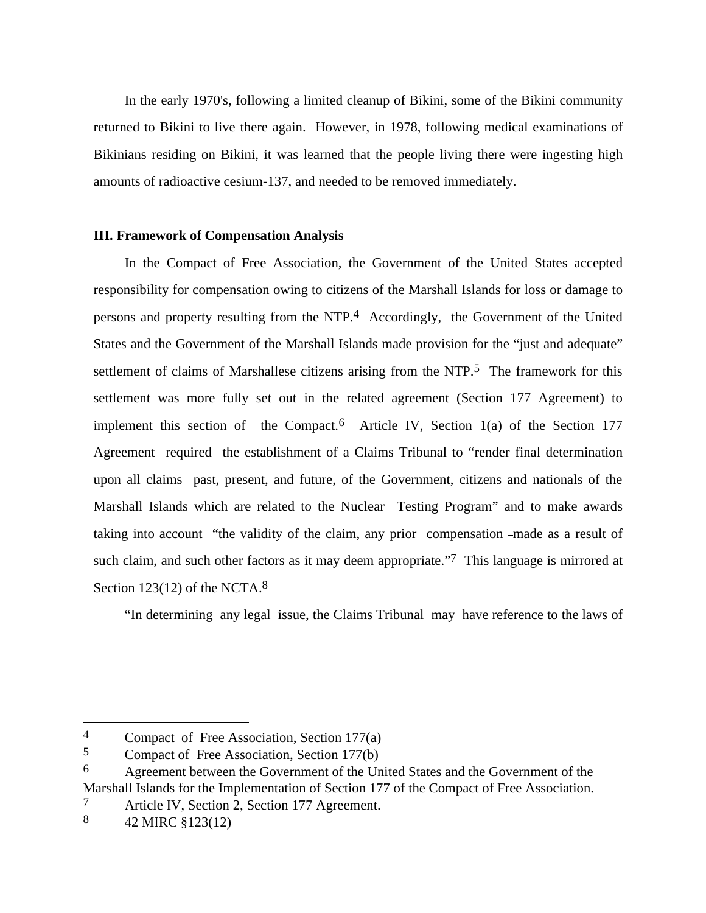In the early 1970's, following a limited cleanup of Bikini, some of the Bikini community returned to Bikini to live there again. However, in 1978, following medical examinations of Bikinians residing on Bikini, it was learned that the people living there were ingesting high amounts of radioactive cesium-137, and needed to be removed immediately.

### III. Framework of Compensation Analysis

In the Compact of Free Association, the Government of the United States accepted responsibility for compensation owing to citizens of the Marshall Islands for loss or damage to persons and property resulting from the NTP.[4] Accordingly, the Government of the United States and the Government of the Marshall Islands made provision for the "just and adequate" settlement of claims of Marshallese citizens arising from the NTP.[5] The framework for this settlement was more fully set out in the related agreement (Section 177 Agreement) to implement this section of the Compact.[6] Article IV, Section 1(a) of the Section 177 Agreement required the establishment of a Claims Tribunal to "render final determination upon all claims past, present, and future, of the Government, citizens and nationals of the Marshall Islands which are related to the Nuclear Testing Program" and to make awards taking into account "the validity of the claim, any prior compensation –made as a result of such claim, and such other factors as it may deem appropriate."[7] This language is mirrored at Section 123(12) of the NCTA.[8]

"In determining any legal issue, the Claims Tribunal may have reference to the laws of

---

[4] Compact of Free Association, Section 177(a)

[5] Compact of Free Association, Section 177(b)

[6] Agreement between the Government of the United States and the Government of the Marshall Islands for the Implementation of Section 177 of the Compact of Free Association.

[7] Article IV, Section 2, Section 177 Agreement.

[8] 42 MIRC §123(12)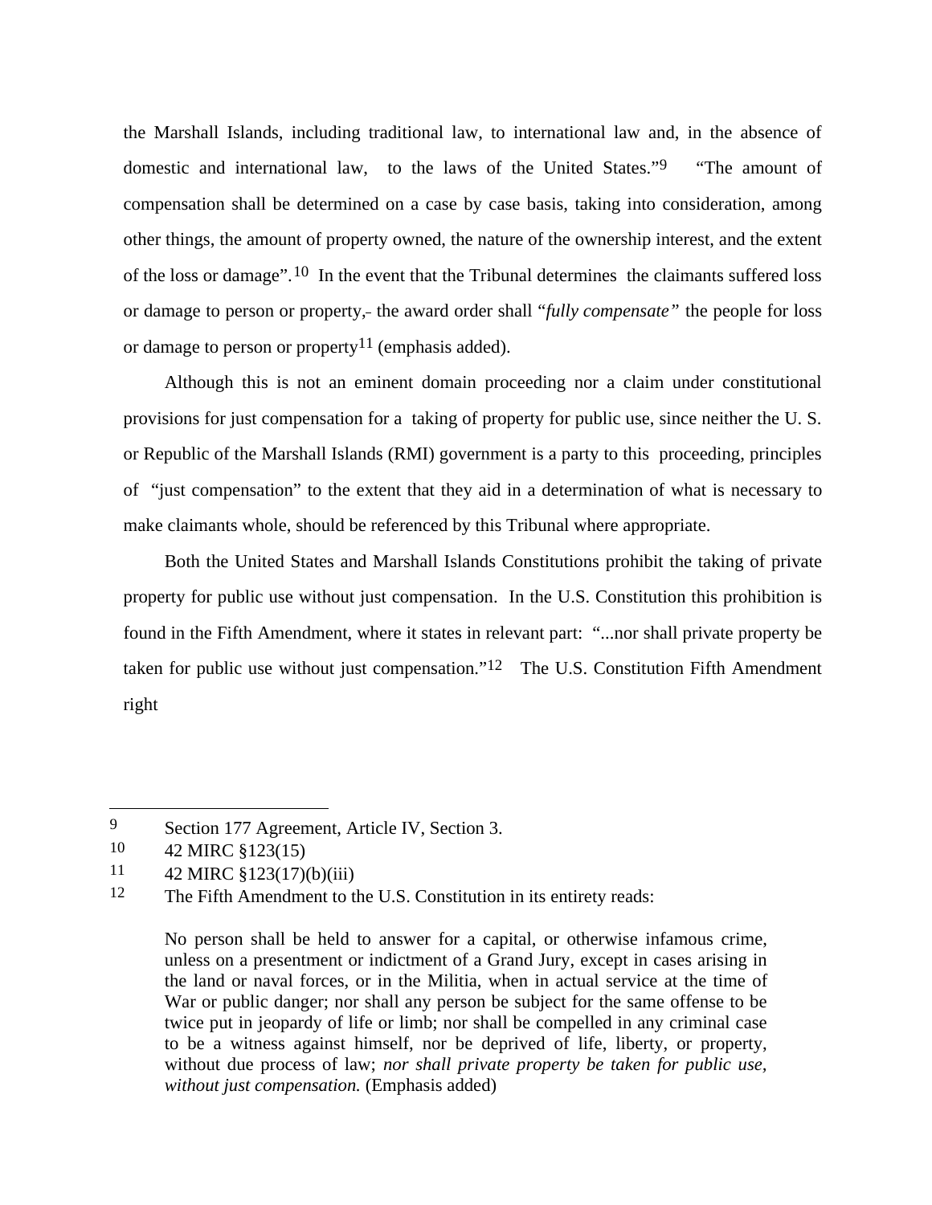the Marshall Islands, including traditional law, to international law and, in the absence of domestic and international law, to the laws of the United States."[9] "The amount of compensation shall be determined on a case by case basis, taking into consideration, among other things, the amount of property owned, the nature of the ownership interest, and the extent of the loss or damage".[10] In the event that the Tribunal determines the claimants suffered loss or damage to person or property, the award order shall "*fully compensate*" the people for loss or damage to person or property[11] (emphasis added).

Although this is not an eminent domain proceeding nor a claim under constitutional provisions for just compensation for a taking of property for public use, since neither the U. S. or Republic of the Marshall Islands (RMI) government is a party to this proceeding, principles of "just compensation" to the extent that they aid in a determination of what is necessary to make claimants whole, should be referenced by this Tribunal where appropriate.

Both the United States and Marshall Islands Constitutions prohibit the taking of private property for public use without just compensation. In the U.S. Constitution this prohibition is found in the Fifth Amendment, where it states in relevant part: "...nor shall private property be taken for public use without just compensation."[12] The U.S. Constitution Fifth Amendment right

---

[9] Section 177 Agreement, Article IV, Section 3.

[10] 42 MIRC §123(15)

[11] 42 MIRC §123(17)(b)(iii)

[12] The Fifth Amendment to the U.S. Constitution in its entirety reads:

> No person shall be held to answer for a capital, or otherwise infamous crime, unless on a presentment or indictment of a Grand Jury, except in cases arising in the land or naval forces, or in the Militia, when in actual service at the time of War or public danger; nor shall any person be subject for the same offense to be twice put in jeopardy of life or limb; nor shall be compelled in any criminal case to be a witness against himself, nor be deprived of life, liberty, or property, without due process of law; *nor shall private property be taken for public use, without just compensation.* (Emphasis added)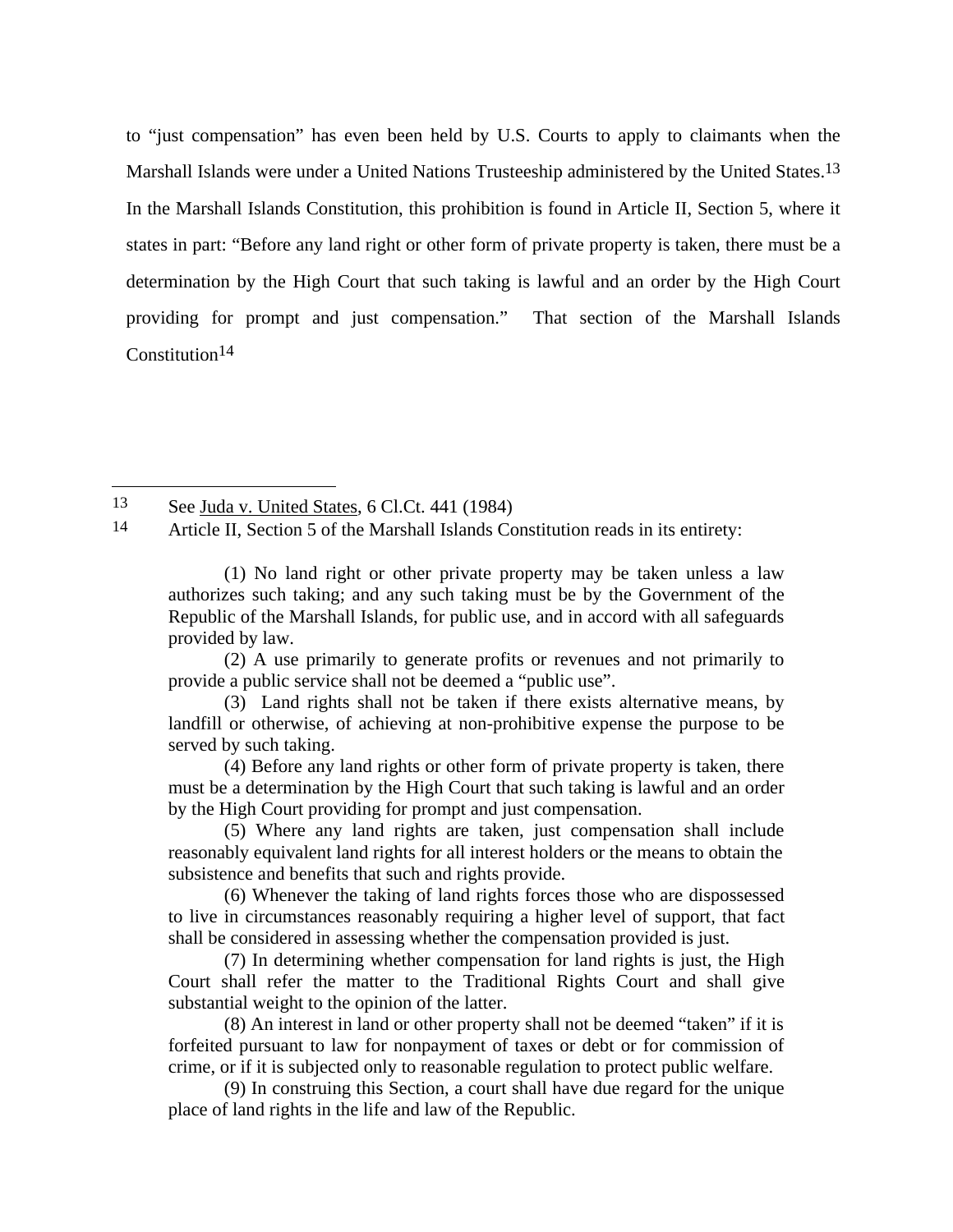to "just compensation" has even been held by U.S. Courts to apply to claimants when the Marshall Islands were under a United Nations Trusteeship administered by the United States.[13] In the Marshall Islands Constitution, this prohibition is found in Article II, Section 5, where it states in part: "Before any land right or other form of private property is taken, there must be a determination by the High Court that such taking is lawful and an order by the High Court providing for prompt and just compensation." That section of the Marshall Islands Constitution[14]

---

[13] See Juda v. United States, 6 Cl.Ct. 441 (1984)

[14] Article II, Section 5 of the Marshall Islands Constitution reads in its entirety:

> (1) No land right or other private property may be taken unless a law authorizes such taking; and any such taking must be by the Government of the Republic of the Marshall Islands, for public use, and in accord with all safeguards provided by law.
>
> (2) A use primarily to generate profits or revenues and not primarily to provide a public service shall not be deemed a "public use".
>
> (3) Land rights shall not be taken if there exists alternative means, by landfill or otherwise, of achieving at non-prohibitive expense the purpose to be served by such taking.
>
> (4) Before any land rights or other form of private property is taken, there must be a determination by the High Court that such taking is lawful and an order by the High Court providing for prompt and just compensation.
>
> (5) Where any land rights are taken, just compensation shall include reasonably equivalent land rights for all interest holders or the means to obtain the subsistence and benefits that such and rights provide.
>
> (6) Whenever the taking of land rights forces those who are dispossessed to live in circumstances reasonably requiring a higher level of support, that fact shall be considered in assessing whether the compensation provided is just.
>
> (7) In determining whether compensation for land rights is just, the High Court shall refer the matter to the Traditional Rights Court and shall give substantial weight to the opinion of the latter.
>
> (8) An interest in land or other property shall not be deemed "taken" if it is forfeited pursuant to law for nonpayment of taxes or debt or for commission of crime, or if it is subjected only to reasonable regulation to protect public welfare.
>
> (9) In construing this Section, a court shall have due regard for the unique place of land rights in the life and law of the Republic.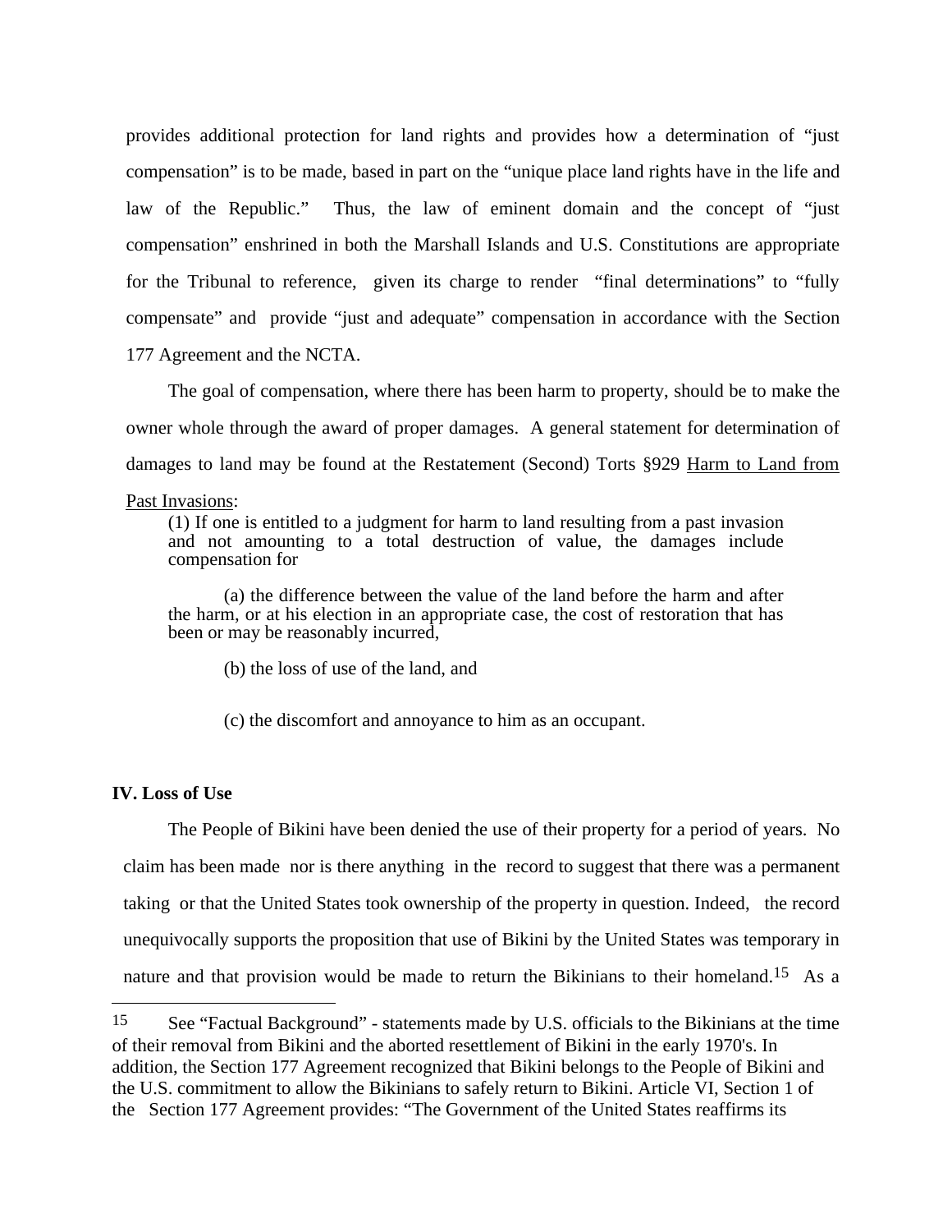provides additional protection for land rights and provides how a determination of "just compensation" is to be made, based in part on the "unique place land rights have in the life and law of the Republic." Thus, the law of eminent domain and the concept of "just compensation" enshrined in both the Marshall Islands and U.S. Constitutions are appropriate for the Tribunal to reference, given its charge to render "final determinations" to "fully compensate" and provide "just and adequate" compensation in accordance with the Section 177 Agreement and the NCTA.

The goal of compensation, where there has been harm to property, should be to make the owner whole through the award of proper damages. A general statement for determination of damages to land may be found at the Restatement (Second) Torts §929 <u>Harm to Land from Past Invasions</u>:

> (1) If one is entitled to a judgment for harm to land resulting from a past invasion and not amounting to a total destruction of value, the damages include compensation for
>
> (a) the difference between the value of the land before the harm and after the harm, or at his election in an appropriate case, the cost of restoration that has been or may be reasonably incurred,
>
> (b) the loss of use of the land, and
>
> (c) the discomfort and annoyance to him as an occupant.

## IV. Loss of Use

The People of Bikini have been denied the use of their property for a period of years. No claim has been made nor is there anything in the record to suggest that there was a permanent taking or that the United States took ownership of the property in question. Indeed, the record unequivocally supports the proposition that use of Bikini by the United States was temporary in nature and that provision would be made to return the Bikinians to their homeland.[15] As a

---

[15] See "Factual Background" - statements made by U.S. officials to the Bikinians at the time of their removal from Bikini and the aborted resettlement of Bikini in the early 1970's. In addition, the Section 177 Agreement recognized that Bikini belongs to the People of Bikini and the U.S. commitment to allow the Bikinians to safely return to Bikini. Article VI, Section 1 of the Section 177 Agreement provides: "The Government of the United States reaffirms its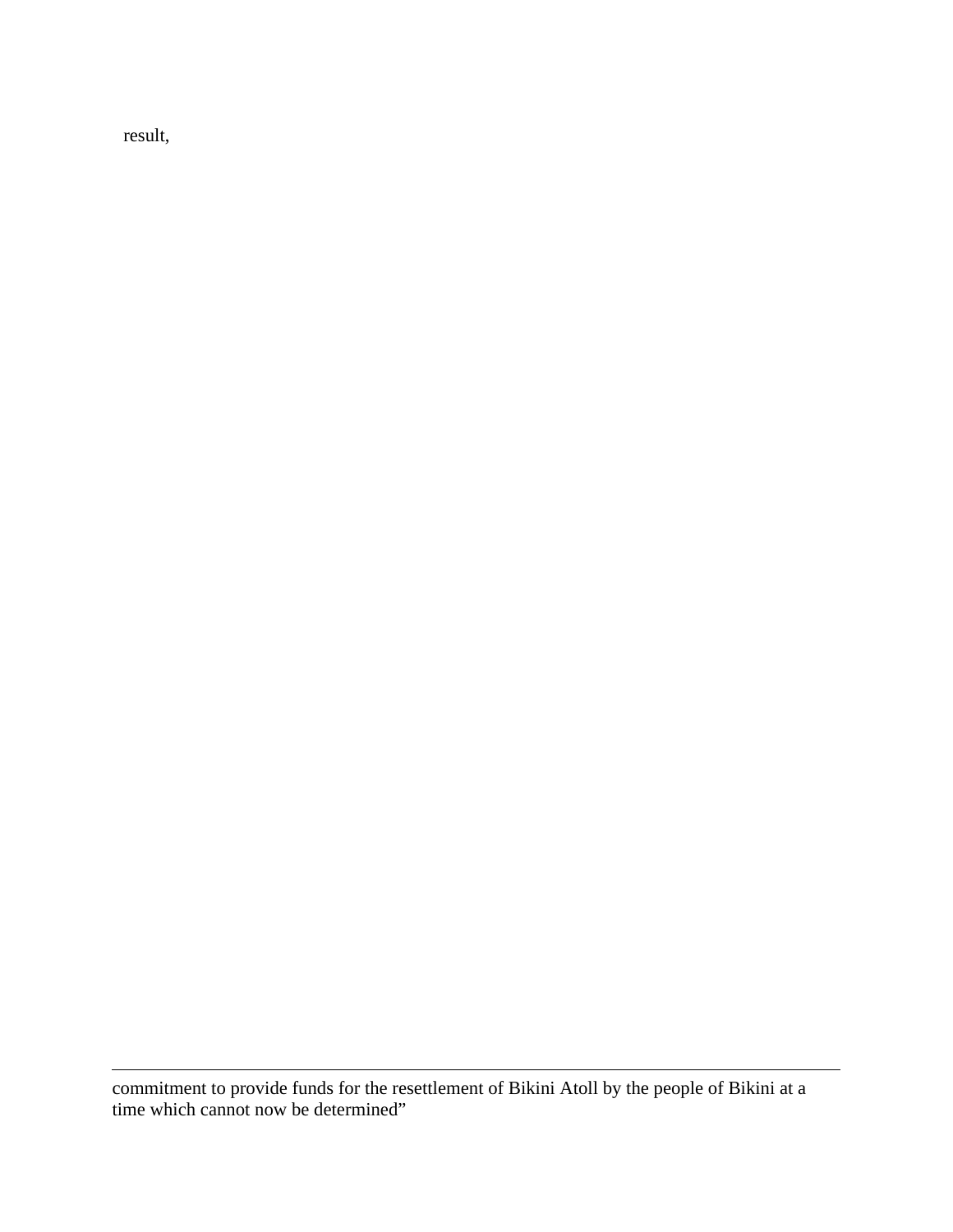result,

---

commitment to provide funds for the resettlement of Bikini Atoll by the people of Bikini at a time which cannot now be determined"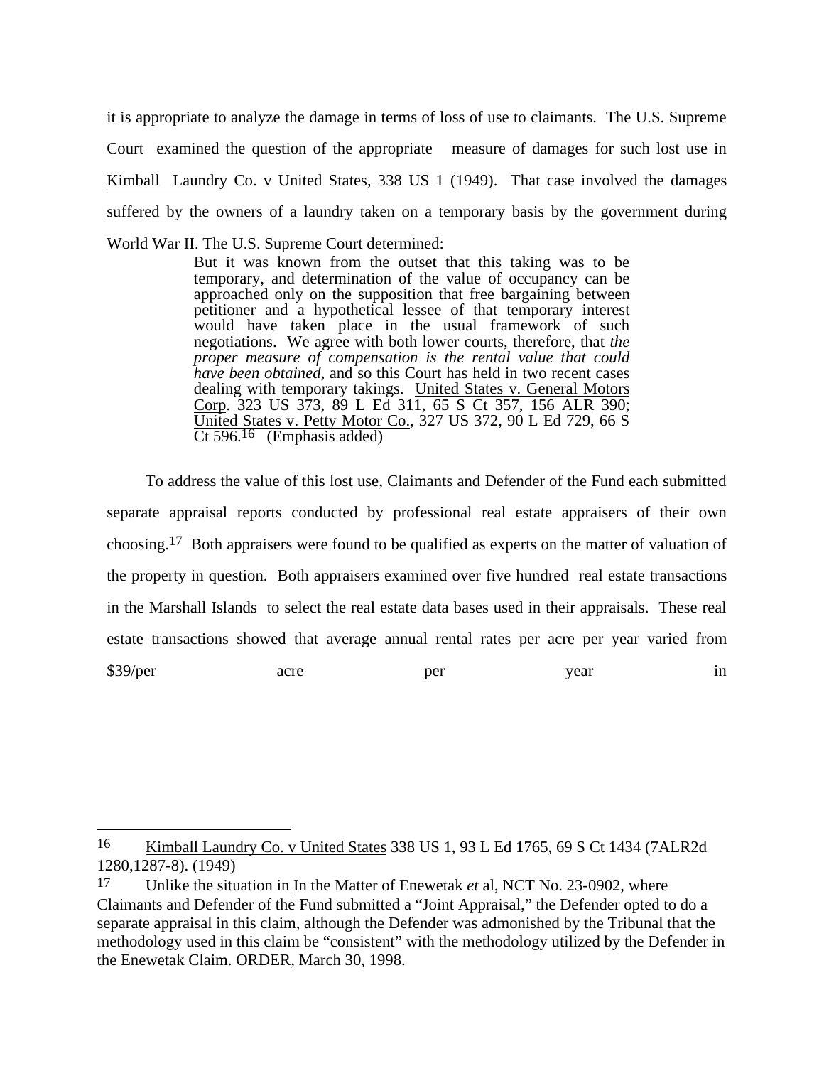it is appropriate to analyze the damage in terms of loss of use to claimants. The U.S. Supreme Court examined the question of the appropriate measure of damages for such lost use in Kimball Laundry Co. v United States, 338 US 1 (1949). That case involved the damages suffered by the owners of a laundry taken on a temporary basis by the government during World War II. The U.S. Supreme Court determined:

> But it was known from the outset that this taking was to be temporary, and determination of the value of occupancy can be approached only on the supposition that free bargaining between petitioner and a hypothetical lessee of that temporary interest would have taken place in the usual framework of such negotiations. We agree with both lower courts, therefore, that *the proper measure of compensation is the rental value that could have been obtained*, and so this Court has held in two recent cases dealing with temporary takings. United States v. General Motors Corp. 323 US 373, 89 L Ed 311, 65 S Ct 357, 156 ALR 390; United States v. Petty Motor Co., 327 US 372, 90 L Ed 729, 66 S Ct 596.[16] (Emphasis added)

To address the value of this lost use, Claimants and Defender of the Fund each submitted separate appraisal reports conducted by professional real estate appraisers of their own choosing.[17] Both appraisers were found to be qualified as experts on the matter of valuation of the property in question. Both appraisers examined over five hundred real estate transactions in the Marshall Islands to select the real estate data bases used in their appraisals. These real estate transactions showed that average annual rental rates per acre per year varied from $39/per acre per year in

---

[16] Kimball Laundry Co. v United States 338 US 1, 93 L Ed 1765, 69 S Ct 1434 (7ALR2d 1280,1287-8). (1949)

[17] Unlike the situation in In the Matter of Enewetak *et* al, NCT No. 23-0902, where Claimants and Defender of the Fund submitted a "Joint Appraisal," the Defender opted to do a separate appraisal in this claim, although the Defender was admonished by the Tribunal that the methodology used in this claim be "consistent" with the methodology utilized by the Defender in the Enewetak Claim. ORDER, March 30, 1998.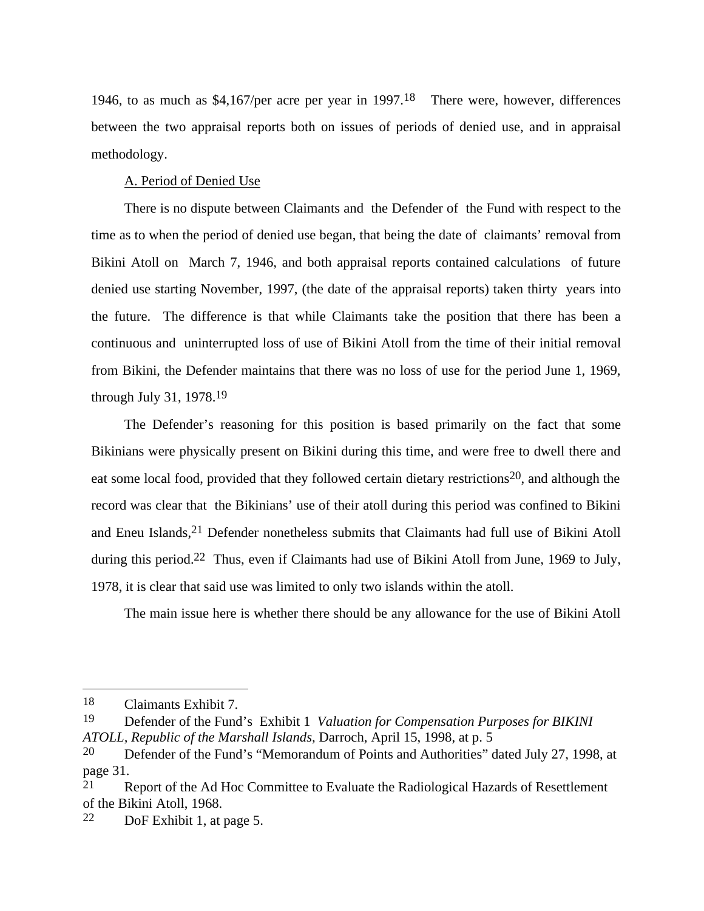1946, to as much as $4,167/per acre per year in 1997.[18] There were, however, differences between the two appraisal reports both on issues of periods of denied use, and in appraisal methodology.

A. Period of Denied Use

There is no dispute between Claimants and the Defender of the Fund with respect to the time as to when the period of denied use began, that being the date of claimants' removal from Bikini Atoll on March 7, 1946, and both appraisal reports contained calculations of future denied use starting November, 1997, (the date of the appraisal reports) taken thirty years into the future. The difference is that while Claimants take the position that there has been a continuous and uninterrupted loss of use of Bikini Atoll from the time of their initial removal from Bikini, the Defender maintains that there was no loss of use for the period June 1, 1969, through July 31, 1978.[19]

The Defender's reasoning for this position is based primarily on the fact that some Bikinians were physically present on Bikini during this time, and were free to dwell there and eat some local food, provided that they followed certain dietary restrictions[20], and although the record was clear that the Bikinians' use of their atoll during this period was confined to Bikini and Eneu Islands,[21] Defender nonetheless submits that Claimants had full use of Bikini Atoll during this period.[22] Thus, even if Claimants had use of Bikini Atoll from June, 1969 to July, 1978, it is clear that said use was limited to only two islands within the atoll.

The main issue here is whether there should be any allowance for the use of Bikini Atoll

---

[18] Claimants Exhibit 7.

[19] Defender of the Fund's Exhibit 1 *Valuation for Compensation Purposes for BIKINI ATOLL, Republic of the Marshall Islands*, Darroch, April 15, 1998, at p. 5

[20] Defender of the Fund's "Memorandum of Points and Authorities" dated July 27, 1998, at page 31.

[21] Report of the Ad Hoc Committee to Evaluate the Radiological Hazards of Resettlement of the Bikini Atoll, 1968.

[22] DoF Exhibit 1, at page 5.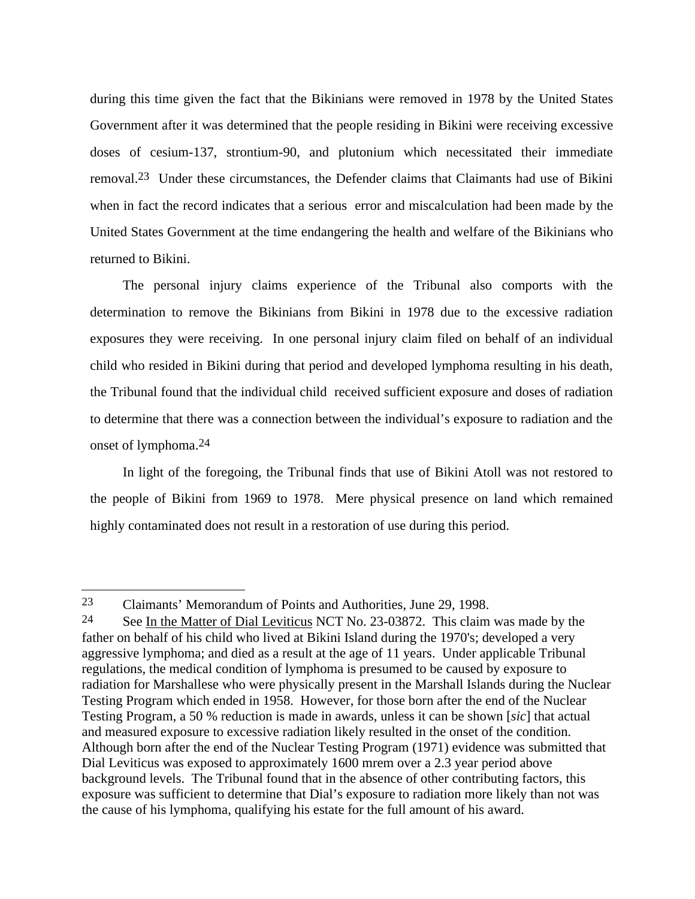during this time given the fact that the Bikinians were removed in 1978 by the United States Government after it was determined that the people residing in Bikini were receiving excessive doses of cesium-137, strontium-90, and plutonium which necessitated their immediate removal.[23] Under these circumstances, the Defender claims that Claimants had use of Bikini when in fact the record indicates that a serious error and miscalculation had been made by the United States Government at the time endangering the health and welfare of the Bikinians who returned to Bikini.

The personal injury claims experience of the Tribunal also comports with the determination to remove the Bikinians from Bikini in 1978 due to the excessive radiation exposures they were receiving. In one personal injury claim filed on behalf of an individual child who resided in Bikini during that period and developed lymphoma resulting in his death, the Tribunal found that the individual child received sufficient exposure and doses of radiation to determine that there was a connection between the individual's exposure to radiation and the onset of lymphoma.[24]

In light of the foregoing, the Tribunal finds that use of Bikini Atoll was not restored to the people of Bikini from 1969 to 1978. Mere physical presence on land which remained highly contaminated does not result in a restoration of use during this period.

---

23 Claimants' Memorandum of Points and Authorities, June 29, 1998.

24 See In the Matter of Dial Leviticus NCT No. 23-03872. This claim was made by the father on behalf of his child who lived at Bikini Island during the 1970's; developed a very aggressive lymphoma; and died as a result at the age of 11 years. Under applicable Tribunal regulations, the medical condition of lymphoma is presumed to be caused by exposure to radiation for Marshallese who were physically present in the Marshall Islands during the Nuclear Testing Program which ended in 1958. However, for those born after the end of the Nuclear Testing Program, a 50 % reduction is made in awards, unless it can be shown [*sic*] that actual and measured exposure to excessive radiation likely resulted in the onset of the condition. Although born after the end of the Nuclear Testing Program (1971) evidence was submitted that Dial Leviticus was exposed to approximately 1600 mrem over a 2.3 year period above background levels. The Tribunal found that in the absence of other contributing factors, this exposure was sufficient to determine that Dial's exposure to radiation more likely than not was the cause of his lymphoma, qualifying his estate for the full amount of his award.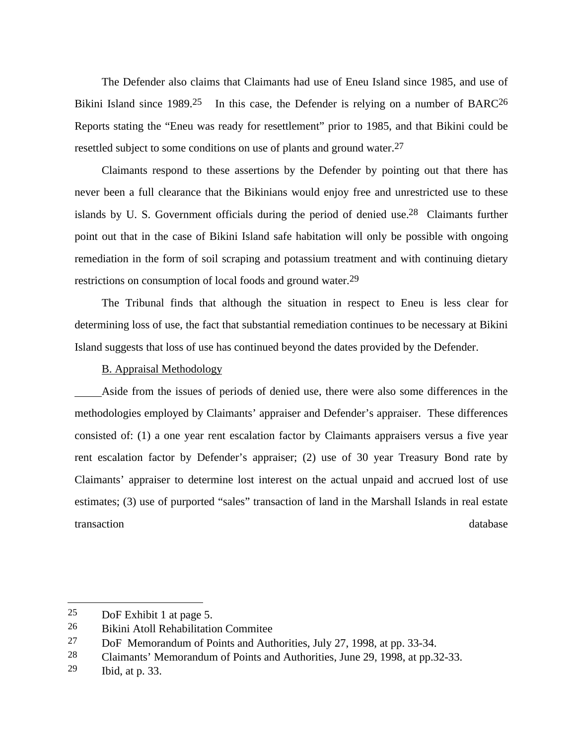The Defender also claims that Claimants had use of Eneu Island since 1985, and use of Bikini Island since 1989.[25] In this case, the Defender is relying on a number of BARC[26] Reports stating the "Eneu was ready for resettlement" prior to 1985, and that Bikini could be resettled subject to some conditions on use of plants and ground water.[27]

Claimants respond to these assertions by the Defender by pointing out that there has never been a full clearance that the Bikinians would enjoy free and unrestricted use to these islands by U. S. Government officials during the period of denied use.[28] Claimants further point out that in the case of Bikini Island safe habitation will only be possible with ongoing remediation in the form of soil scraping and potassium treatment and with continuing dietary restrictions on consumption of local foods and ground water.[29]

The Tribunal finds that although the situation in respect to Eneu is less clear for determining loss of use, the fact that substantial remediation continues to be necessary at Bikini Island suggests that loss of use has continued beyond the dates provided by the Defender.

B. Appraisal Methodology

Aside from the issues of periods of denied use, there were also some differences in the methodologies employed by Claimants' appraiser and Defender's appraiser. These differences consisted of: (1) a one year rent escalation factor by Claimants appraisers versus a five year rent escalation factor by Defender's appraiser; (2) use of 30 year Treasury Bond rate by Claimants' appraiser to determine lost interest on the actual unpaid and accrued lost of use estimates; (3) use of purported "sales" transaction of land in the Marshall Islands in real estate transaction database

---

25 DoF Exhibit 1 at page 5.

26 Bikini Atoll Rehabilitation Commitee

27 DoF Memorandum of Points and Authorities, July 27, 1998, at pp. 33-34.

28 Claimants' Memorandum of Points and Authorities, June 29, 1998, at pp.32-33.

29 Ibid, at p. 33.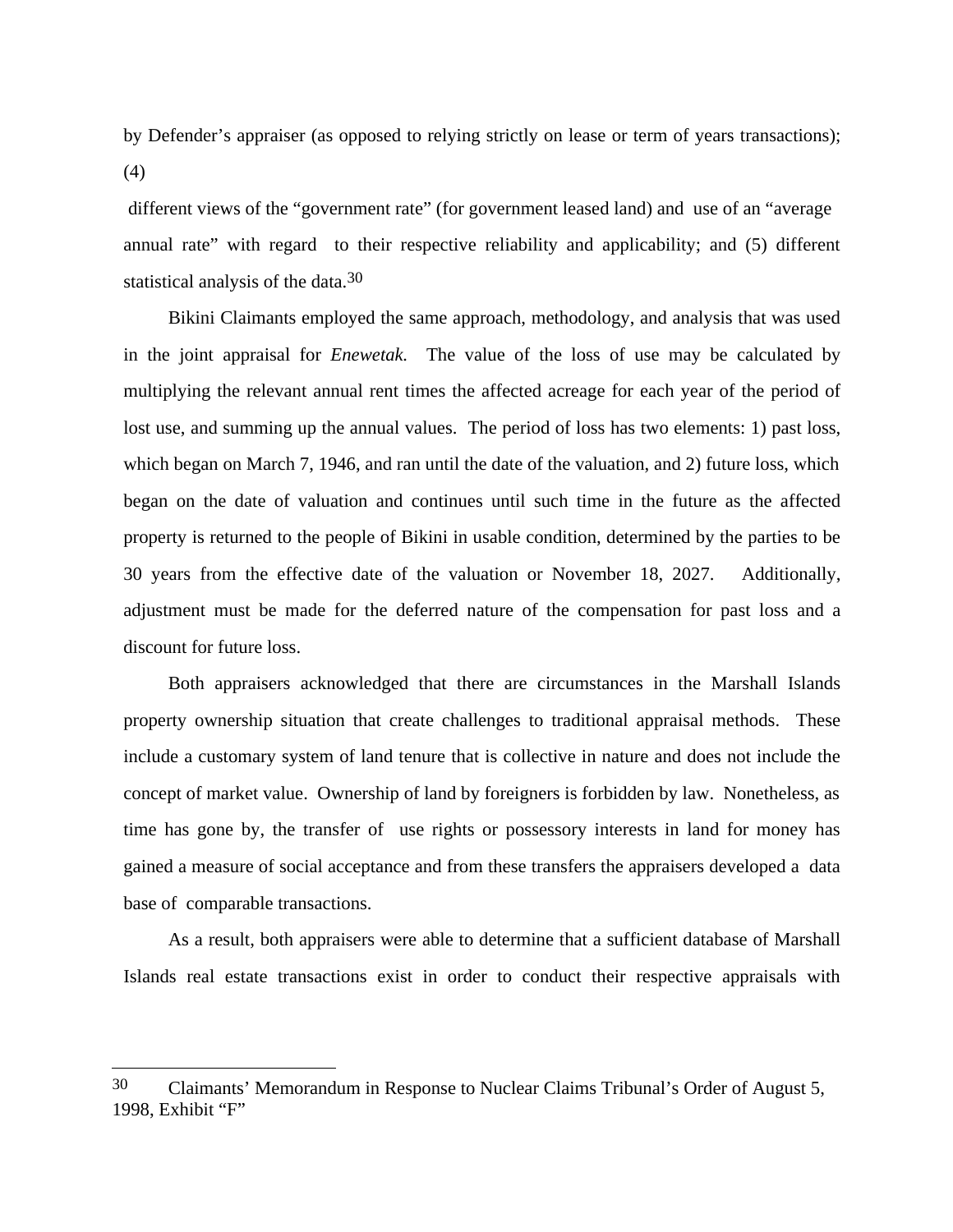by Defender's appraiser (as opposed to relying strictly on lease or term of years transactions); (4) different views of the "government rate" (for government leased land) and use of an "average annual rate" with regard to their respective reliability and applicability; and (5) different statistical analysis of the data.[30]

Bikini Claimants employed the same approach, methodology, and analysis that was used in the joint appraisal for *Enewetak*. The value of the loss of use may be calculated by multiplying the relevant annual rent times the affected acreage for each year of the period of lost use, and summing up the annual values. The period of loss has two elements: 1) past loss, which began on March 7, 1946, and ran until the date of the valuation, and 2) future loss, which began on the date of valuation and continues until such time in the future as the affected property is returned to the people of Bikini in usable condition, determined by the parties to be 30 years from the effective date of the valuation or November 18, 2027. Additionally, adjustment must be made for the deferred nature of the compensation for past loss and a discount for future loss.

Both appraisers acknowledged that there are circumstances in the Marshall Islands property ownership situation that create challenges to traditional appraisal methods. These include a customary system of land tenure that is collective in nature and does not include the concept of market value. Ownership of land by foreigners is forbidden by law. Nonetheless, as time has gone by, the transfer of use rights or possessory interests in land for money has gained a measure of social acceptance and from these transfers the appraisers developed a data base of comparable transactions.

As a result, both appraisers were able to determine that a sufficient database of Marshall Islands real estate transactions exist in order to conduct their respective appraisals with

---

[30] Claimants' Memorandum in Response to Nuclear Claims Tribunal's Order of August 5, 1998, Exhibit "F"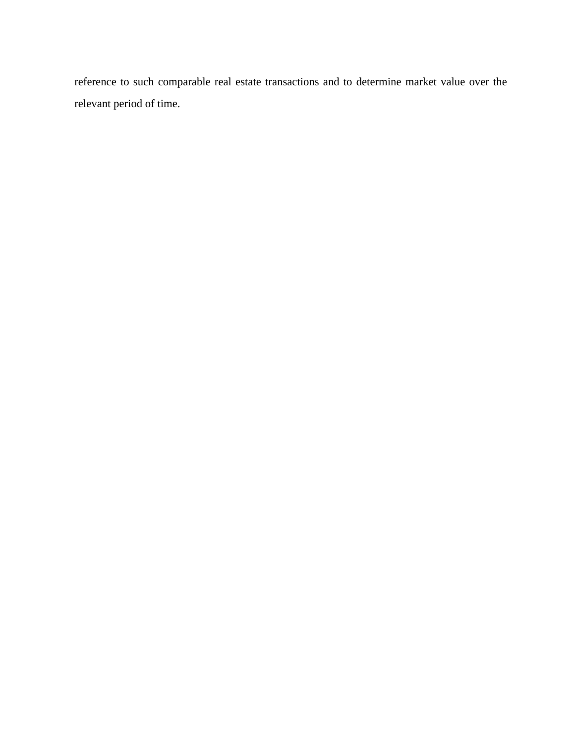reference to such comparable real estate transactions and to determine market value over the relevant period of time.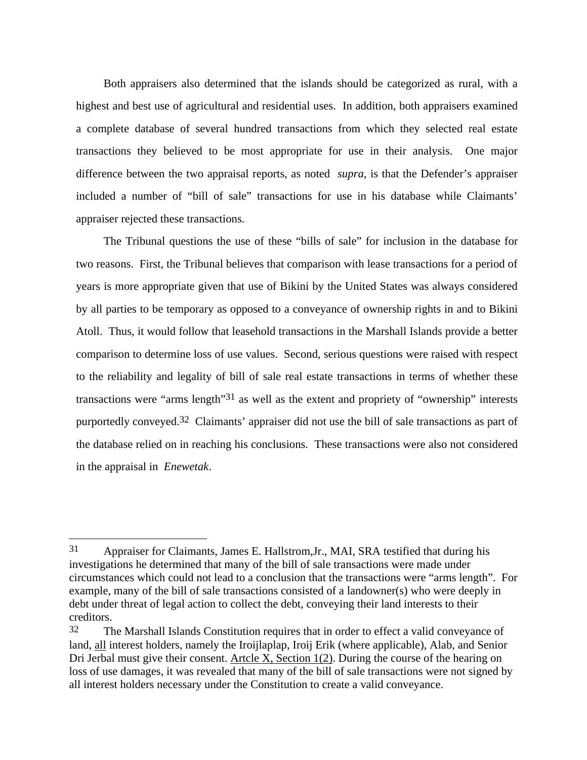Both appraisers also determined that the islands should be categorized as rural, with a highest and best use of agricultural and residential uses. In addition, both appraisers examined a complete database of several hundred transactions from which they selected real estate transactions they believed to be most appropriate for use in their analysis. One major difference between the two appraisal reports, as noted *supra*, is that the Defender's appraiser included a number of "bill of sale" transactions for use in his database while Claimants' appraiser rejected these transactions.

The Tribunal questions the use of these "bills of sale" for inclusion in the database for two reasons. First, the Tribunal believes that comparison with lease transactions for a period of years is more appropriate given that use of Bikini by the United States was always considered by all parties to be temporary as opposed to a conveyance of ownership rights in and to Bikini Atoll. Thus, it would follow that leasehold transactions in the Marshall Islands provide a better comparison to determine loss of use values. Second, serious questions were raised with respect to the reliability and legality of bill of sale real estate transactions in terms of whether these transactions were "arms length"[31] as well as the extent and propriety of "ownership" interests purportedly conveyed.[32] Claimants' appraiser did not use the bill of sale transactions as part of the database relied on in reaching his conclusions. These transactions were also not considered in the appraisal in *Enewetak*.

---

[31] Appraiser for Claimants, James E. Hallstrom,Jr., MAI, SRA testified that during his investigations he determined that many of the bill of sale transactions were made under circumstances which could not lead to a conclusion that the transactions were "arms length". For example, many of the bill of sale transactions consisted of a landowner(s) who were deeply in debt under threat of legal action to collect the debt, conveying their land interests to their creditors.

[32] The Marshall Islands Constitution requires that in order to effect a valid conveyance of land, <u>all</u> interest holders, namely the Iroijlaplap, Iroij Erik (where applicable), Alab, and Senior Dri Jerbal must give their consent. <u>Artcle X, Section 1(2)</u>. During the course of the hearing on loss of use damages, it was revealed that many of the bill of sale transactions were not signed by all interest holders necessary under the Constitution to create a valid conveyance.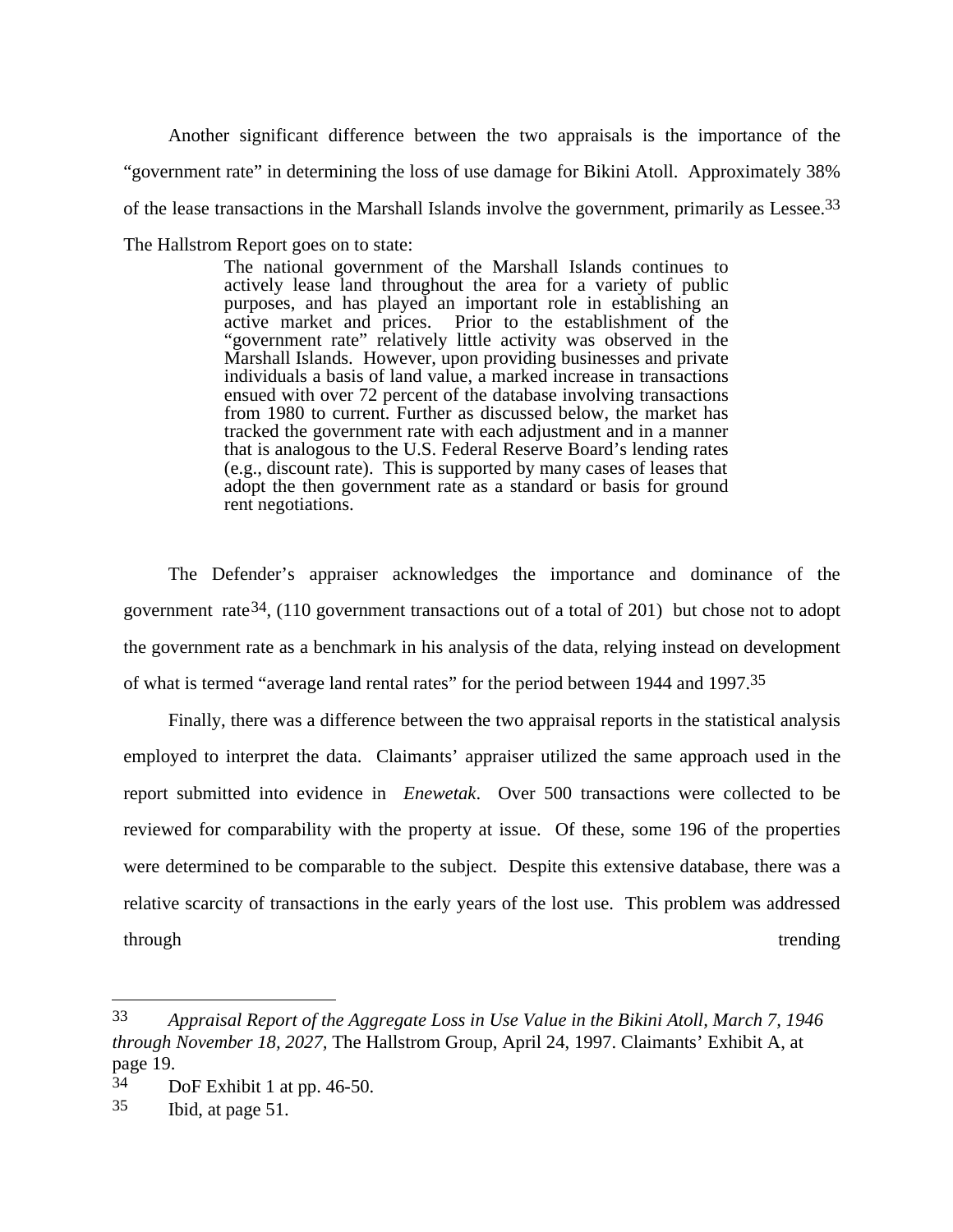Another significant difference between the two appraisals is the importance of the "government rate" in determining the loss of use damage for Bikini Atoll. Approximately 38% of the lease transactions in the Marshall Islands involve the government, primarily as Lessee.[33] The Hallstrom Report goes on to state:

> The national government of the Marshall Islands continues to actively lease land throughout the area for a variety of public purposes, and has played an important role in establishing an active market and prices. Prior to the establishment of the "government rate" relatively little activity was observed in the Marshall Islands. However, upon providing businesses and private individuals a basis of land value, a marked increase in transactions ensued with over 72 percent of the database involving transactions from 1980 to current. Further as discussed below, the market has tracked the government rate with each adjustment and in a manner that is analogous to the U.S. Federal Reserve Board's lending rates (e.g., discount rate). This is supported by many cases of leases that adopt the then government rate as a standard or basis for ground rent negotiations.

The Defender's appraiser acknowledges the importance and dominance of the government rate[34], (110 government transactions out of a total of 201) but chose not to adopt the government rate as a benchmark in his analysis of the data, relying instead on development of what is termed "average land rental rates" for the period between 1944 and 1997.[35]

Finally, there was a difference between the two appraisal reports in the statistical analysis employed to interpret the data. Claimants' appraiser utilized the same approach used in the report submitted into evidence in *Enewetak*. Over 500 transactions were collected to be reviewed for comparability with the property at issue. Of these, some 196 of the properties were determined to be comparable to the subject. Despite this extensive database, there was a relative scarcity of transactions in the early years of the lost use. This problem was addressed through trending

---

[33] *Appraisal Report of the Aggregate Loss in Use Value in the Bikini Atoll, March 7, 1946 through November 18, 2027,* The Hallstrom Group, April 24, 1997. Claimants' Exhibit A, at page 19.

[34] DoF Exhibit 1 at pp. 46-50.

[35] Ibid, at page 51.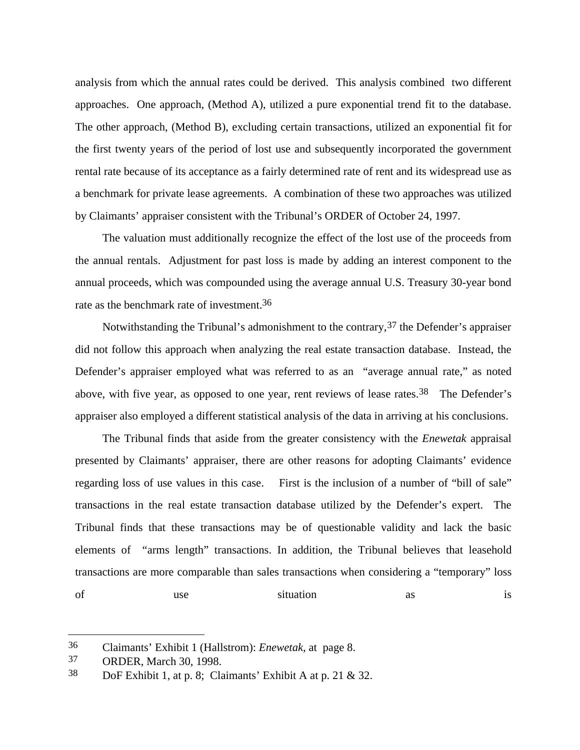analysis from which the annual rates could be derived. This analysis combined two different approaches. One approach, (Method A), utilized a pure exponential trend fit to the database. The other approach, (Method B), excluding certain transactions, utilized an exponential fit for the first twenty years of the period of lost use and subsequently incorporated the government rental rate because of its acceptance as a fairly determined rate of rent and its widespread use as a benchmark for private lease agreements. A combination of these two approaches was utilized by Claimants' appraiser consistent with the Tribunal's ORDER of October 24, 1997.

The valuation must additionally recognize the effect of the lost use of the proceeds from the annual rentals. Adjustment for past loss is made by adding an interest component to the annual proceeds, which was compounded using the average annual U.S. Treasury 30-year bond rate as the benchmark rate of investment.[36]

Notwithstanding the Tribunal's admonishment to the contrary,[37] the Defender's appraiser did not follow this approach when analyzing the real estate transaction database. Instead, the Defender's appraiser employed what was referred to as an "average annual rate," as noted above, with five year, as opposed to one year, rent reviews of lease rates.[38] The Defender's appraiser also employed a different statistical analysis of the data in arriving at his conclusions.

The Tribunal finds that aside from the greater consistency with the *Enewetak* appraisal presented by Claimants' appraiser, there are other reasons for adopting Claimants' evidence regarding loss of use values in this case. First is the inclusion of a number of "bill of sale" transactions in the real estate transaction database utilized by the Defender's expert. The Tribunal finds that these transactions may be of questionable validity and lack the basic elements of "arms length" transactions. In addition, the Tribunal believes that leasehold transactions are more comparable than sales transactions when considering a "temporary" loss of use situation as is

---

[36] Claimants' Exhibit 1 (Hallstrom): *Enewetak,* at page 8.

[37] ORDER, March 30, 1998.

[38] DoF Exhibit 1, at p. 8; Claimants' Exhibit A at p. 21 & 32.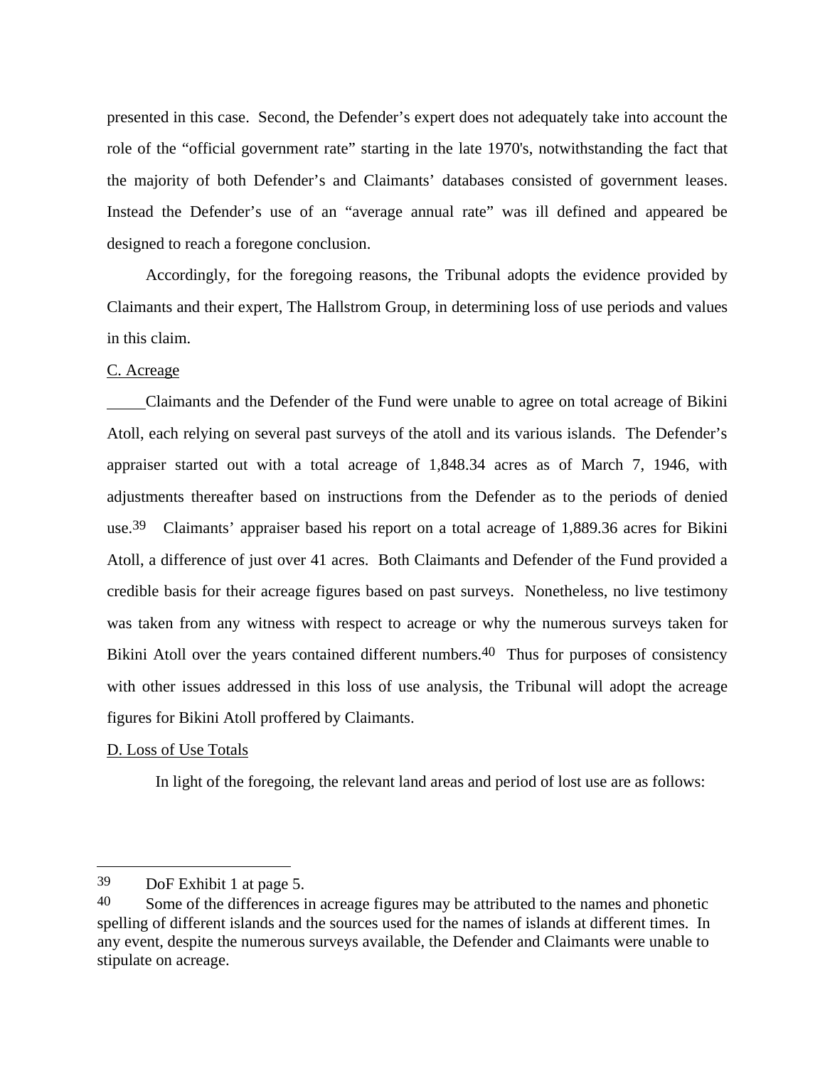presented in this case. Second, the Defender's expert does not adequately take into account the role of the "official government rate" starting in the late 1970's, notwithstanding the fact that the majority of both Defender's and Claimants' databases consisted of government leases. Instead the Defender's use of an "average annual rate" was ill defined and appeared be designed to reach a foregone conclusion.

Accordingly, for the foregoing reasons, the Tribunal adopts the evidence provided by Claimants and their expert, The Hallstrom Group, in determining loss of use periods and values in this claim.

C. Acreage

Claimants and the Defender of the Fund were unable to agree on total acreage of Bikini Atoll, each relying on several past surveys of the atoll and its various islands. The Defender's appraiser started out with a total acreage of 1,848.34 acres as of March 7, 1946, with adjustments thereafter based on instructions from the Defender as to the periods of denied use.[39] Claimants' appraiser based his report on a total acreage of 1,889.36 acres for Bikini Atoll, a difference of just over 41 acres. Both Claimants and Defender of the Fund provided a credible basis for their acreage figures based on past surveys. Nonetheless, no live testimony was taken from any witness with respect to acreage or why the numerous surveys taken for Bikini Atoll over the years contained different numbers.[40] Thus for purposes of consistency with other issues addressed in this loss of use analysis, the Tribunal will adopt the acreage figures for Bikini Atoll proffered by Claimants.

D. Loss of Use Totals

In light of the foregoing, the relevant land areas and period of lost use are as follows:

---

[39] DoF Exhibit 1 at page 5.

[40] Some of the differences in acreage figures may be attributed to the names and phonetic spelling of different islands and the sources used for the names of islands at different times. In any event, despite the numerous surveys available, the Defender and Claimants were unable to stipulate on acreage.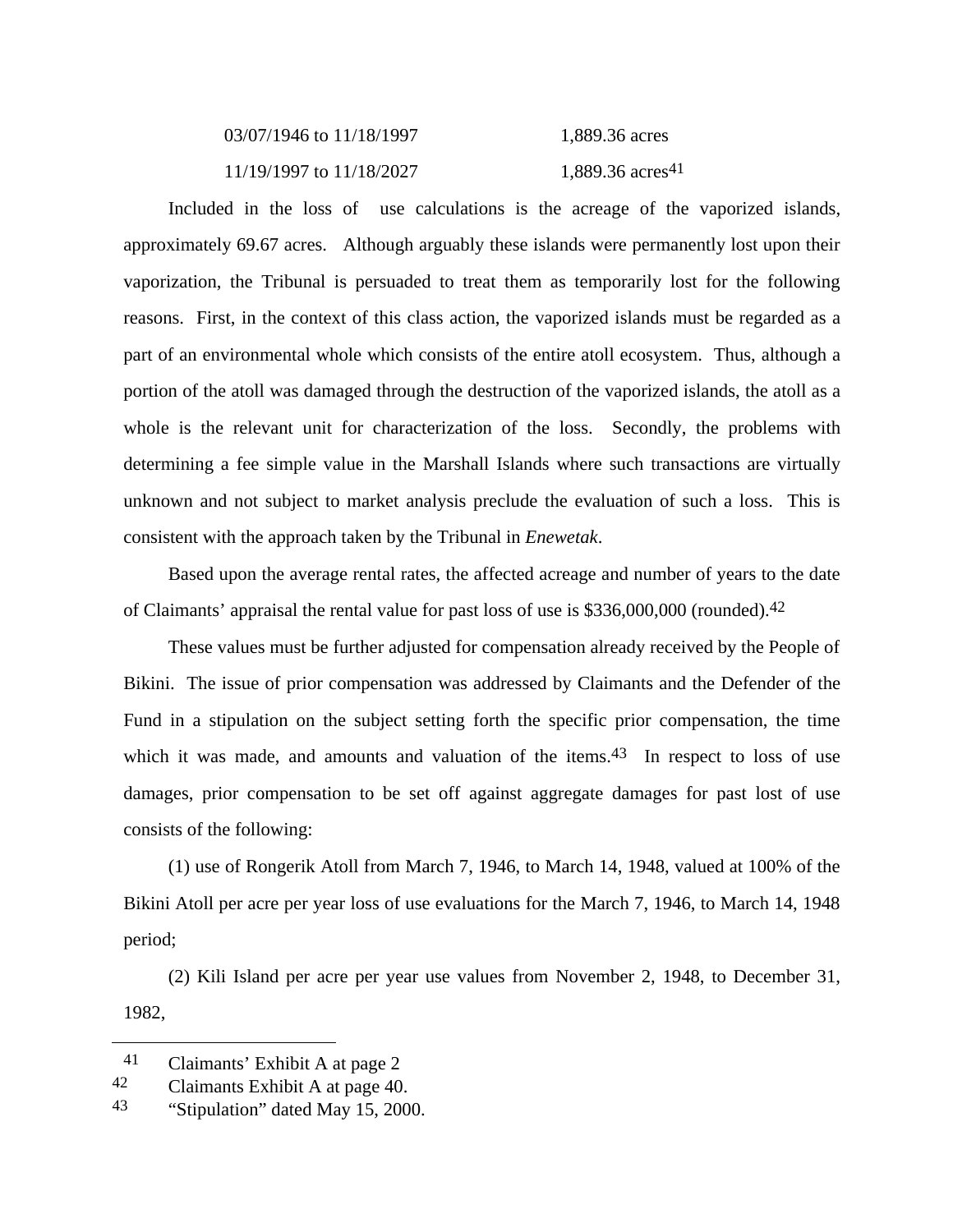| | |
|---|---|
| 03/07/1946 to 11/18/1997 | 1,889.36 acres |
| 11/19/1997 to 11/18/2027 | 1,889.36 acres[41] |

Included in the loss of use calculations is the acreage of the vaporized islands, approximately 69.67 acres. Although arguably these islands were permanently lost upon their vaporization, the Tribunal is persuaded to treat them as temporarily lost for the following reasons. First, in the context of this class action, the vaporized islands must be regarded as a part of an environmental whole which consists of the entire atoll ecosystem. Thus, although a portion of the atoll was damaged through the destruction of the vaporized islands, the atoll as a whole is the relevant unit for characterization of the loss. Secondly, the problems with determining a fee simple value in the Marshall Islands where such transactions are virtually unknown and not subject to market analysis preclude the evaluation of such a loss. This is consistent with the approach taken by the Tribunal in *Enewetak*.

Based upon the average rental rates, the affected acreage and number of years to the date of Claimants' appraisal the rental value for past loss of use is $336,000,000 (rounded).[42]

These values must be further adjusted for compensation already received by the People of Bikini. The issue of prior compensation was addressed by Claimants and the Defender of the Fund in a stipulation on the subject setting forth the specific prior compensation, the time which it was made, and amounts and valuation of the items.[43] In respect to loss of use damages, prior compensation to be set off against aggregate damages for past lost of use consists of the following:

(1) use of Rongerik Atoll from March 7, 1946, to March 14, 1948, valued at 100% of the Bikini Atoll per acre per year loss of use evaluations for the March 7, 1946, to March 14, 1948 period;

(2) Kili Island per acre per year use values from November 2, 1948, to December 31, 1982,

---

[41] Claimants' Exhibit A at page 2

[42] Claimants Exhibit A at page 40.

[43] "Stipulation" dated May 15, 2000.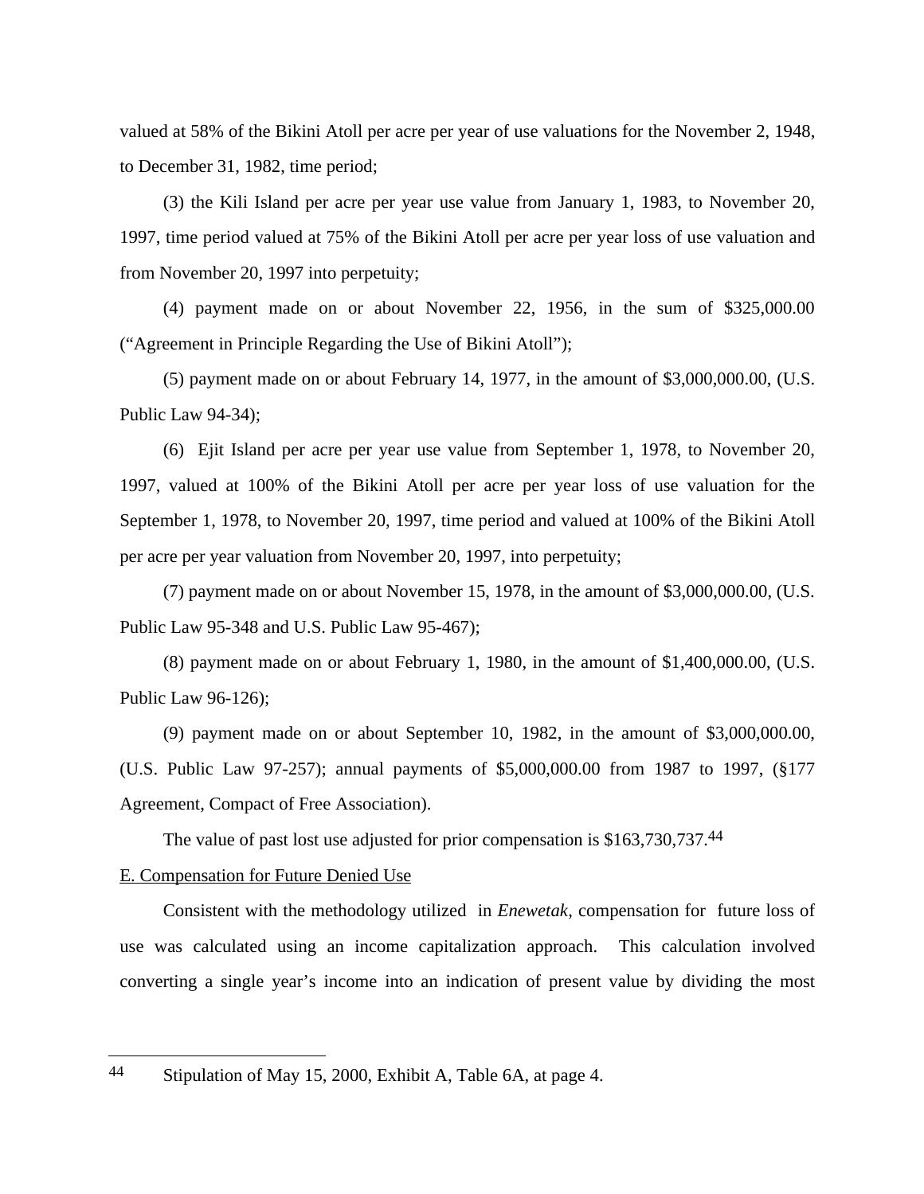valued at 58% of the Bikini Atoll per acre per year of use valuations for the November 2, 1948, to December 31, 1982, time period;

(3) the Kili Island per acre per year use value from January 1, 1983, to November 20, 1997, time period valued at 75% of the Bikini Atoll per acre per year loss of use valuation and from November 20, 1997 into perpetuity;

(4) payment made on or about November 22, 1956, in the sum of $325,000.00 ("Agreement in Principle Regarding the Use of Bikini Atoll");

(5) payment made on or about February 14, 1977, in the amount of $3,000,000.00, (U.S. Public Law 94-34);

(6) Ejit Island per acre per year use value from September 1, 1978, to November 20, 1997, valued at 100% of the Bikini Atoll per acre per year loss of use valuation for the September 1, 1978, to November 20, 1997, time period and valued at 100% of the Bikini Atoll per acre per year valuation from November 20, 1997, into perpetuity;

(7) payment made on or about November 15, 1978, in the amount of $3,000,000.00, (U.S. Public Law 95-348 and U.S. Public Law 95-467);

(8) payment made on or about February 1, 1980, in the amount of $1,400,000.00, (U.S. Public Law 96-126);

(9) payment made on or about September 10, 1982, in the amount of $3,000,000.00, (U.S. Public Law 97-257); annual payments of $5,000,000.00 from 1987 to 1997, (§177 Agreement, Compact of Free Association).

The value of past lost use adjusted for prior compensation is $163,730,737.[44]

<u>E. Compensation for Future Denied Use</u>

Consistent with the methodology utilized in *Enewetak*, compensation for future loss of use was calculated using an income capitalization approach. This calculation involved converting a single year's income into an indication of present value by dividing the most

---

[44] Stipulation of May 15, 2000, Exhibit A, Table 6A, at page 4.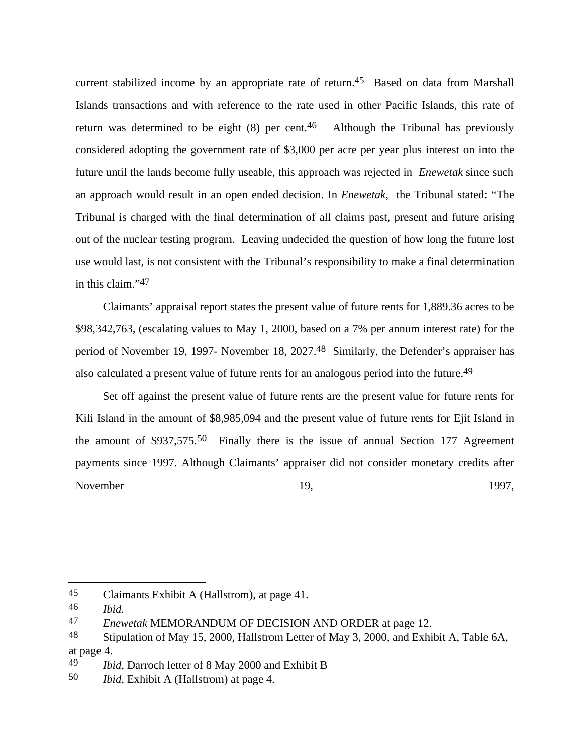current stabilized income by an appropriate rate of return.[45] Based on data from Marshall Islands transactions and with reference to the rate used in other Pacific Islands, this rate of return was determined to be eight (8) per cent.[46] Although the Tribunal has previously considered adopting the government rate of $3,000 per acre per year plus interest on into the future until the lands become fully useable, this approach was rejected in *Enewetak* since such an approach would result in an open ended decision. In *Enewetak*, the Tribunal stated: "The Tribunal is charged with the final determination of all claims past, present and future arising out of the nuclear testing program. Leaving undecided the question of how long the future lost use would last, is not consistent with the Tribunal's responsibility to make a final determination in this claim."[47]

Claimants' appraisal report states the present value of future rents for 1,889.36 acres to be $98,342,763, (escalating values to May 1, 2000, based on a 7% per annum interest rate) for the period of November 19, 1997- November 18, 2027.[48] Similarly, the Defender's appraiser has also calculated a present value of future rents for an analogous period into the future.[49]

Set off against the present value of future rents are the present value for future rents for Kili Island in the amount of $8,985,094 and the present value of future rents for Ejit Island in the amount of $937,575.[50] Finally there is the issue of annual Section 177 Agreement payments since 1997. Although Claimants' appraiser did not consider monetary credits after November 19, 1997,

---

45 Claimants Exhibit A (Hallstrom), at page 41.

46 *Ibid.*

47 *Enewetak* MEMORANDUM OF DECISION AND ORDER at page 12.

48 Stipulation of May 15, 2000, Hallstrom Letter of May 3, 2000, and Exhibit A, Table 6A, at page 4.

49 *Ibid*, Darroch letter of 8 May 2000 and Exhibit B

50 *Ibid*, Exhibit A (Hallstrom) at page 4.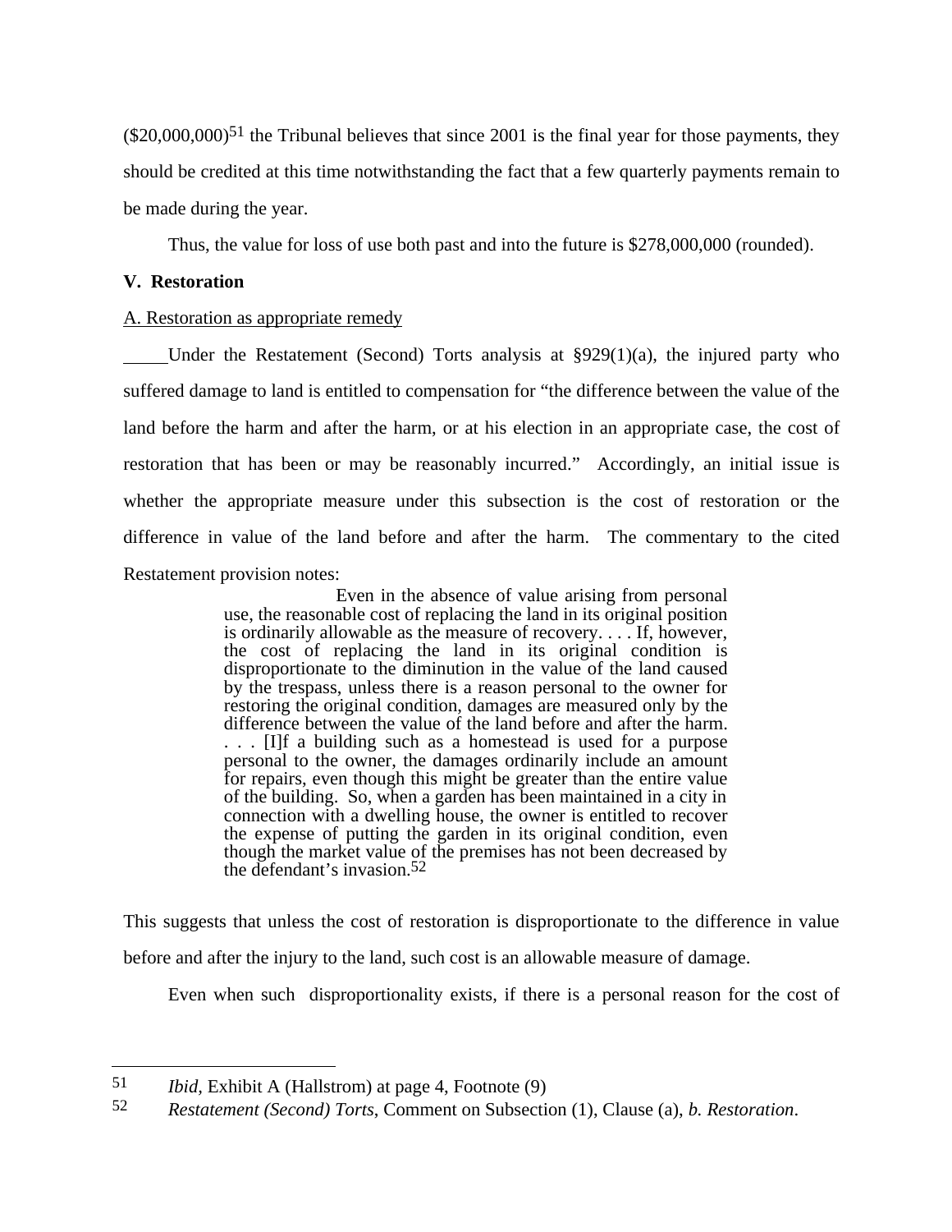($20,000,000)[51] the Tribunal believes that since 2001 is the final year for those payments, they should be credited at this time notwithstanding the fact that a few quarterly payments remain to be made during the year.

Thus, the value for loss of use both past and into the future is $278,000,000 (rounded).

**V. Restoration**

A. Restoration as appropriate remedy

Under the Restatement (Second) Torts analysis at §929(1)(a), the injured party who suffered damage to land is entitled to compensation for "the difference between the value of the land before the harm and after the harm, or at his election in an appropriate case, the cost of restoration that has been or may be reasonably incurred." Accordingly, an initial issue is whether the appropriate measure under this subsection is the cost of restoration or the difference in value of the land before and after the harm. The commentary to the cited Restatement provision notes:

> Even in the absence of value arising from personal use, the reasonable cost of replacing the land in its original position is ordinarily allowable as the measure of recovery. . . . If, however, the cost of replacing the land in its original condition is disproportionate to the diminution in the value of the land caused by the trespass, unless there is a reason personal to the owner for restoring the original condition, damages are measured only by the difference between the value of the land before and after the harm. . . . [I]f a building such as a homestead is used for a purpose personal to the owner, the damages ordinarily include an amount for repairs, even though this might be greater than the entire value of the building. So, when a garden has been maintained in a city in connection with a dwelling house, the owner is entitled to recover the expense of putting the garden in its original condition, even though the market value of the premises has not been decreased by the defendant's invasion.[52]

This suggests that unless the cost of restoration is disproportionate to the difference in value before and after the injury to the land, such cost is an allowable measure of damage.

Even when such disproportionality exists, if there is a personal reason for the cost of

---

[51] *Ibid*, Exhibit A (Hallstrom) at page 4, Footnote (9)

[52] *Restatement (Second) Torts*, Comment on Subsection (1), Clause (a), *b. Restoration*.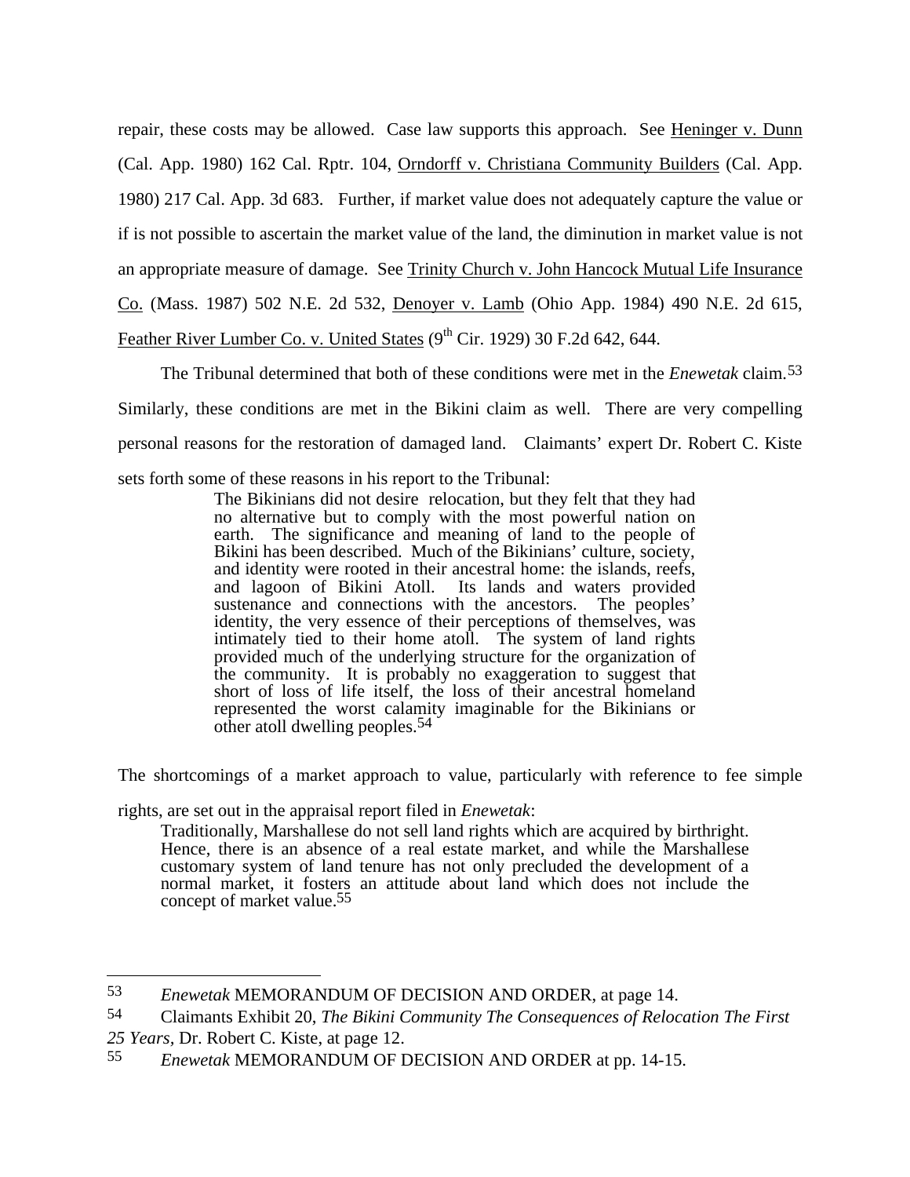repair, these costs may be allowed. Case law supports this approach. See Heninger v. Dunn (Cal. App. 1980) 162 Cal. Rptr. 104, Orndorff v. Christiana Community Builders (Cal. App. 1980) 217 Cal. App. 3d 683. Further, if market value does not adequately capture the value or if is not possible to ascertain the market value of the land, the diminution in market value is not an appropriate measure of damage. See Trinity Church v. John Hancock Mutual Life Insurance Co. (Mass. 1987) 502 N.E. 2d 532, Denoyer v. Lamb (Ohio App. 1984) 490 N.E. 2d 615, Feather River Lumber Co. v. United States (9th Cir. 1929) 30 F.2d 642, 644.

The Tribunal determined that both of these conditions were met in the *Enewetak* claim.[53] Similarly, these conditions are met in the Bikini claim as well. There are very compelling personal reasons for the restoration of damaged land. Claimants' expert Dr. Robert C. Kiste sets forth some of these reasons in his report to the Tribunal:

> The Bikinians did not desire relocation, but they felt that they had no alternative but to comply with the most powerful nation on earth. The significance and meaning of land to the people of Bikini has been described. Much of the Bikinians' culture, society, and identity were rooted in their ancestral home: the islands, reefs, and lagoon of Bikini Atoll. Its lands and waters provided sustenance and connections with the ancestors. The peoples' identity, the very essence of their perceptions of themselves, was intimately tied to their home atoll. The system of land rights provided much of the underlying structure for the organization of the community. It is probably no exaggeration to suggest that short of loss of life itself, the loss of their ancestral homeland represented the worst calamity imaginable for the Bikinians or other atoll dwelling peoples.[54]

The shortcomings of a market approach to value, particularly with reference to fee simple rights, are set out in the appraisal report filed in *Enewetak*:

> Traditionally, Marshallese do not sell land rights which are acquired by birthright. Hence, there is an absence of a real estate market, and while the Marshallese customary system of land tenure has not only precluded the development of a normal market, it fosters an attitude about land which does not include the concept of market value.[55]

---

53 *Enewetak* MEMORANDUM OF DECISION AND ORDER, at page 14.

54 Claimants Exhibit 20, *The Bikini Community The Consequences of Relocation The First 25 Years*, Dr. Robert C. Kiste, at page 12.

55 *Enewetak* MEMORANDUM OF DECISION AND ORDER at pp. 14-15.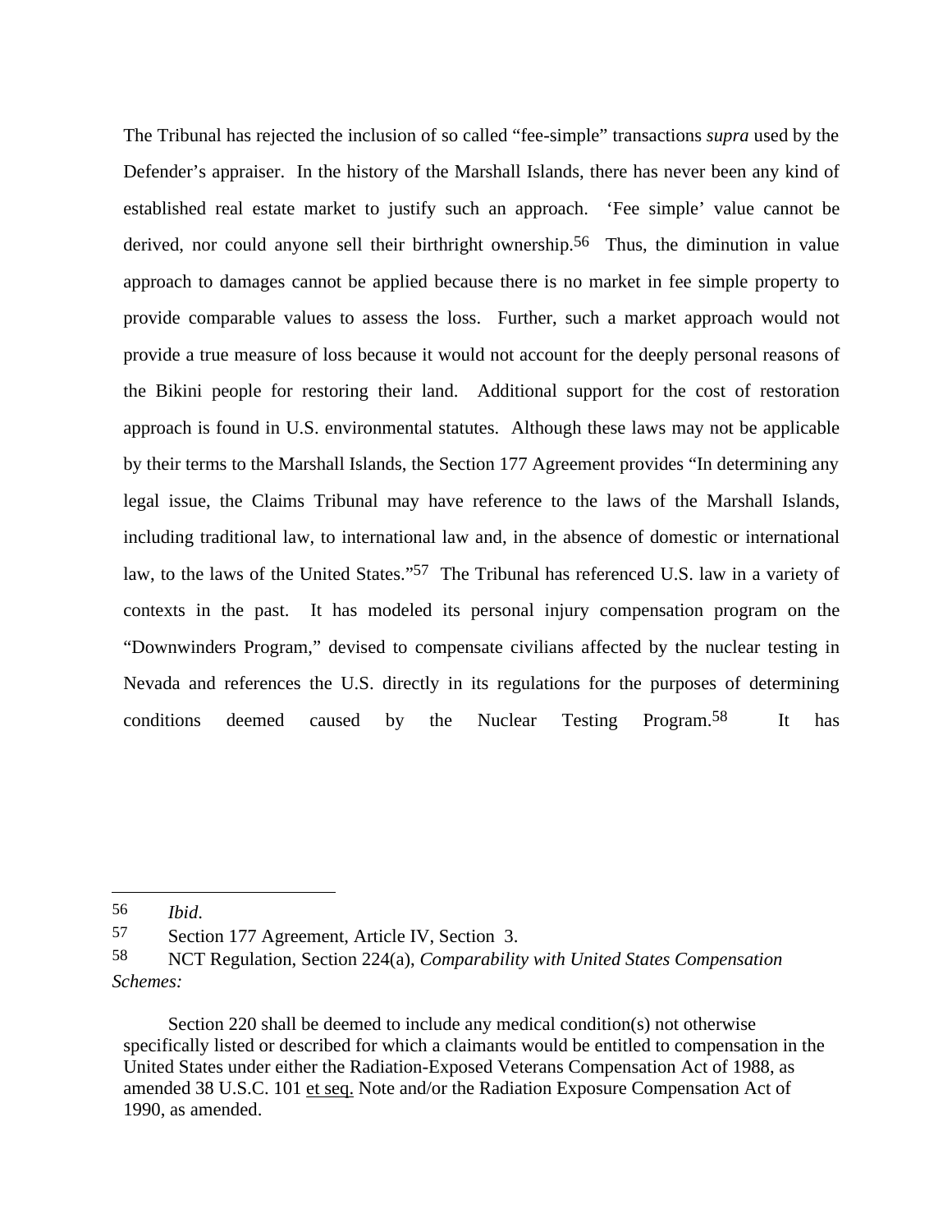The Tribunal has rejected the inclusion of so called “fee-simple” transactions *supra* used by the Defender’s appraiser. In the history of the Marshall Islands, there has never been any kind of established real estate market to justify such an approach. ‘Fee simple’ value cannot be derived, nor could anyone sell their birthright ownership.[56] Thus, the diminution in value approach to damages cannot be applied because there is no market in fee simple property to provide comparable values to assess the loss. Further, such a market approach would not provide a true measure of loss because it would not account for the deeply personal reasons of the Bikini people for restoring their land. Additional support for the cost of restoration approach is found in U.S. environmental statutes. Although these laws may not be applicable by their terms to the Marshall Islands, the Section 177 Agreement provides “In determining any legal issue, the Claims Tribunal may have reference to the laws of the Marshall Islands, including traditional law, to international law and, in the absence of domestic or international law, to the laws of the United States.”[57] The Tribunal has referenced U.S. law in a variety of contexts in the past. It has modeled its personal injury compensation program on the “Downwinders Program,” devised to compensate civilians affected by the nuclear testing in Nevada and references the U.S. directly in its regulations for the purposes of determining conditions deemed caused by the Nuclear Testing Program.[58] It has

---

56 *Ibid*.

57 Section 177 Agreement, Article IV, Section 3.

58 NCT Regulation, Section 224(a), *Comparability with United States Compensation Schemes:*

> Section 220 shall be deemed to include any medical condition(s) not otherwise specifically listed or described for which a claimants would be entitled to compensation in the United States under either the Radiation-Exposed Veterans Compensation Act of 1988, as amended 38 U.S.C. 101 et seq. Note and/or the Radiation Exposure Compensation Act of 1990, as amended.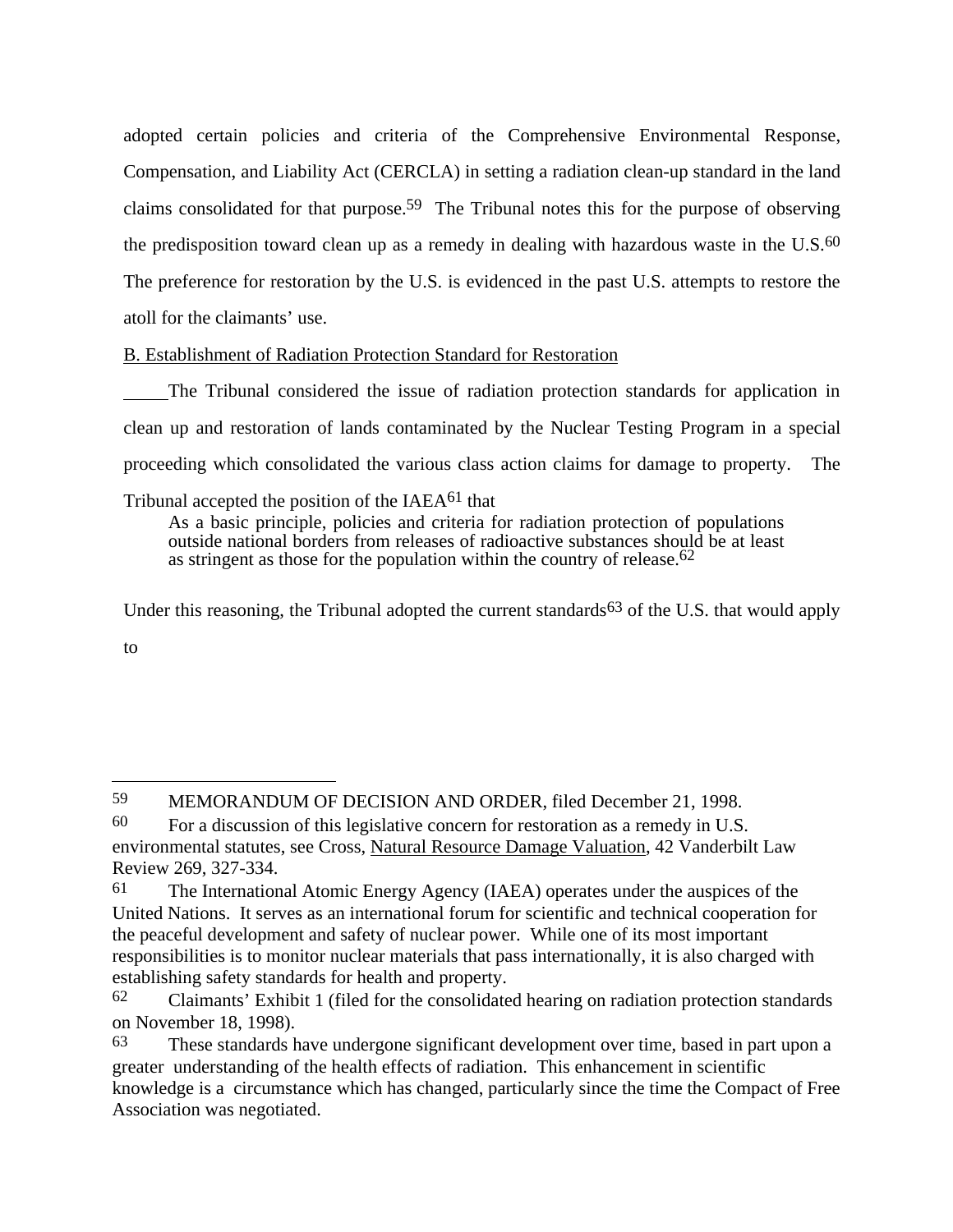adopted certain policies and criteria of the Comprehensive Environmental Response, Compensation, and Liability Act (CERCLA) in setting a radiation clean-up standard in the land claims consolidated for that purpose.[59] The Tribunal notes this for the purpose of observing the predisposition toward clean up as a remedy in dealing with hazardous waste in the U.S.[60] The preference for restoration by the U.S. is evidenced in the past U.S. attempts to restore the atoll for the claimants' use.

B. Establishment of Radiation Protection Standard for Restoration

The Tribunal considered the issue of radiation protection standards for application in clean up and restoration of lands contaminated by the Nuclear Testing Program in a special proceeding which consolidated the various class action claims for damage to property. The Tribunal accepted the position of the IAEA[61] that

> As a basic principle, policies and criteria for radiation protection of populations outside national borders from releases of radioactive substances should be at least as stringent as those for the population within the country of release.[62]

Under this reasoning, the Tribunal adopted the current standards[63] of the U.S. that would apply to

---

[59] MEMORANDUM OF DECISION AND ORDER, filed December 21, 1998.

[60] For a discussion of this legislative concern for restoration as a remedy in U.S. environmental statutes, see Cross, Natural Resource Damage Valuation, 42 Vanderbilt Law Review 269, 327-334.

[61] The International Atomic Energy Agency (IAEA) operates under the auspices of the United Nations. It serves as an international forum for scientific and technical cooperation for the peaceful development and safety of nuclear power. While one of its most important responsibilities is to monitor nuclear materials that pass internationally, it is also charged with establishing safety standards for health and property.

[62] Claimants' Exhibit 1 (filed for the consolidated hearing on radiation protection standards on November 18, 1998).

[63] These standards have undergone significant development over time, based in part upon a greater understanding of the health effects of radiation. This enhancement in scientific knowledge is a circumstance which has changed, particularly since the time the Compact of Free Association was negotiated.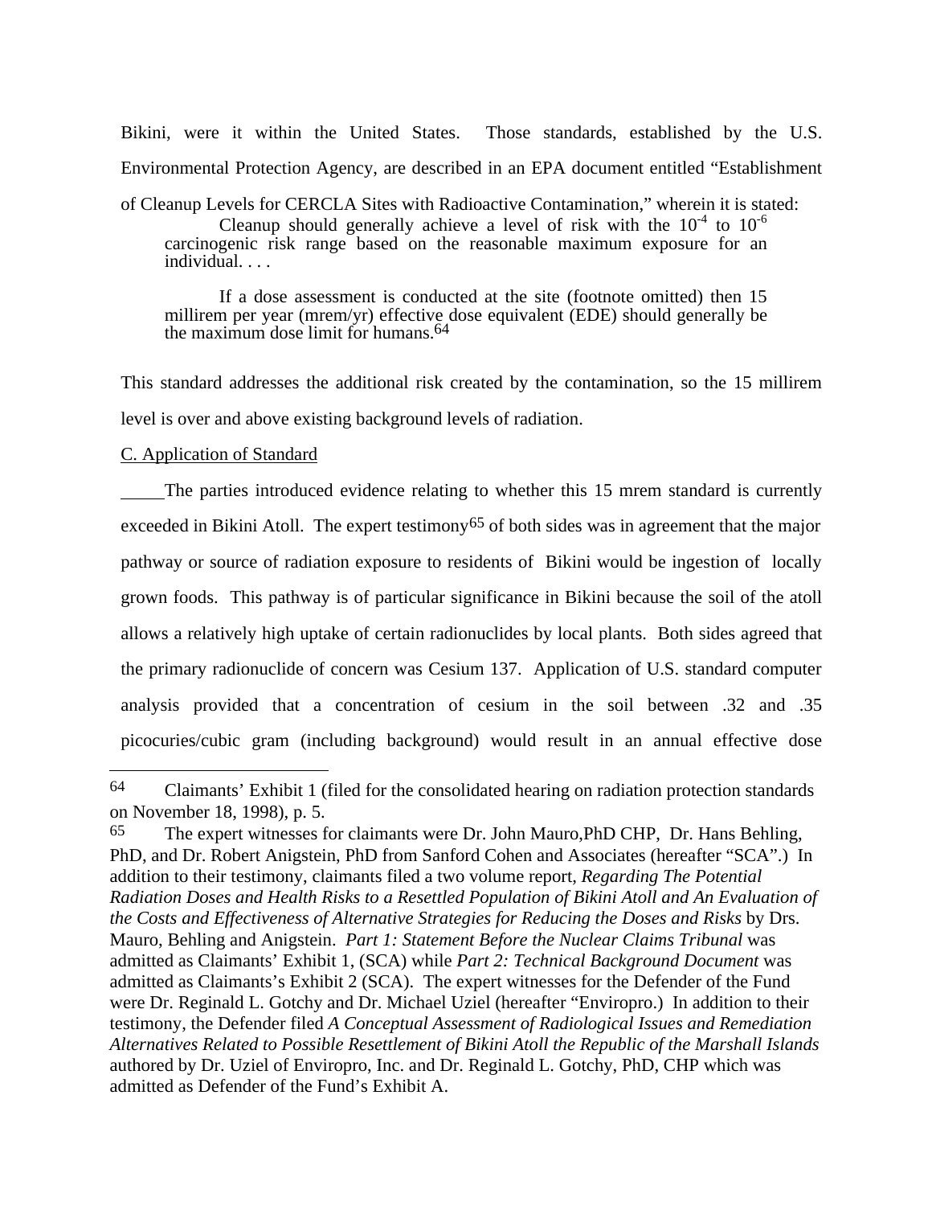Bikini, were it within the United States. Those standards, established by the U.S. Environmental Protection Agency, are described in an EPA document entitled "Establishment of Cleanup Levels for CERCLA Sites with Radioactive Contamination," wherein it is stated:

> Cleanup should generally achieve a level of risk with the $10^{-4}$ to $10^{-6}$ carcinogenic risk range based on the reasonable maximum exposure for an individual. . . .
>
> If a dose assessment is conducted at the site (footnote omitted) then 15 millirem per year (mrem/yr) effective dose equivalent (EDE) should generally be the maximum dose limit for humans.[64]

This standard addresses the additional risk created by the contamination, so the 15 millirem level is over and above existing background levels of radiation.

C. Application of Standard

The parties introduced evidence relating to whether this 15 mrem standard is currently exceeded in Bikini Atoll. The expert testimony[65] of both sides was in agreement that the major pathway or source of radiation exposure to residents of Bikini would be ingestion of locally grown foods. This pathway is of particular significance in Bikini because the soil of the atoll allows a relatively high uptake of certain radionuclides by local plants. Both sides agreed that the primary radionuclide of concern was Cesium 137. Application of U.S. standard computer analysis provided that a concentration of cesium in the soil between .32 and .35 picocuries/cubic gram (including background) would result in an annual effective dose

---

64 Claimants' Exhibit 1 (filed for the consolidated hearing on radiation protection standards on November 18, 1998), p. 5.

65 The expert witnesses for claimants were Dr. John Mauro,PhD CHP, Dr. Hans Behling, PhD, and Dr. Robert Anigstein, PhD from Sanford Cohen and Associates (hereafter "SCA".) In addition to their testimony, claimants filed a two volume report, *Regarding The Potential Radiation Doses and Health Risks to a Resettled Population of Bikini Atoll and An Evaluation of the Costs and Effectiveness of Alternative Strategies for Reducing the Doses and Risks* by Drs. Mauro, Behling and Anigstein. *Part 1: Statement Before the Nuclear Claims Tribunal* was admitted as Claimants' Exhibit 1, (SCA) while *Part 2: Technical Background Document* was admitted as Claimants's Exhibit 2 (SCA). The expert witnesses for the Defender of the Fund were Dr. Reginald L. Gotchy and Dr. Michael Uziel (hereafter "Enviropro.) In addition to their testimony, the Defender filed *A Conceptual Assessment of Radiological Issues and Remediation Alternatives Related to Possible Resettlement of Bikini Atoll the Republic of the Marshall Islands* authored by Dr. Uziel of Enviropro, Inc. and Dr. Reginald L. Gotchy, PhD, CHP which was admitted as Defender of the Fund's Exhibit A.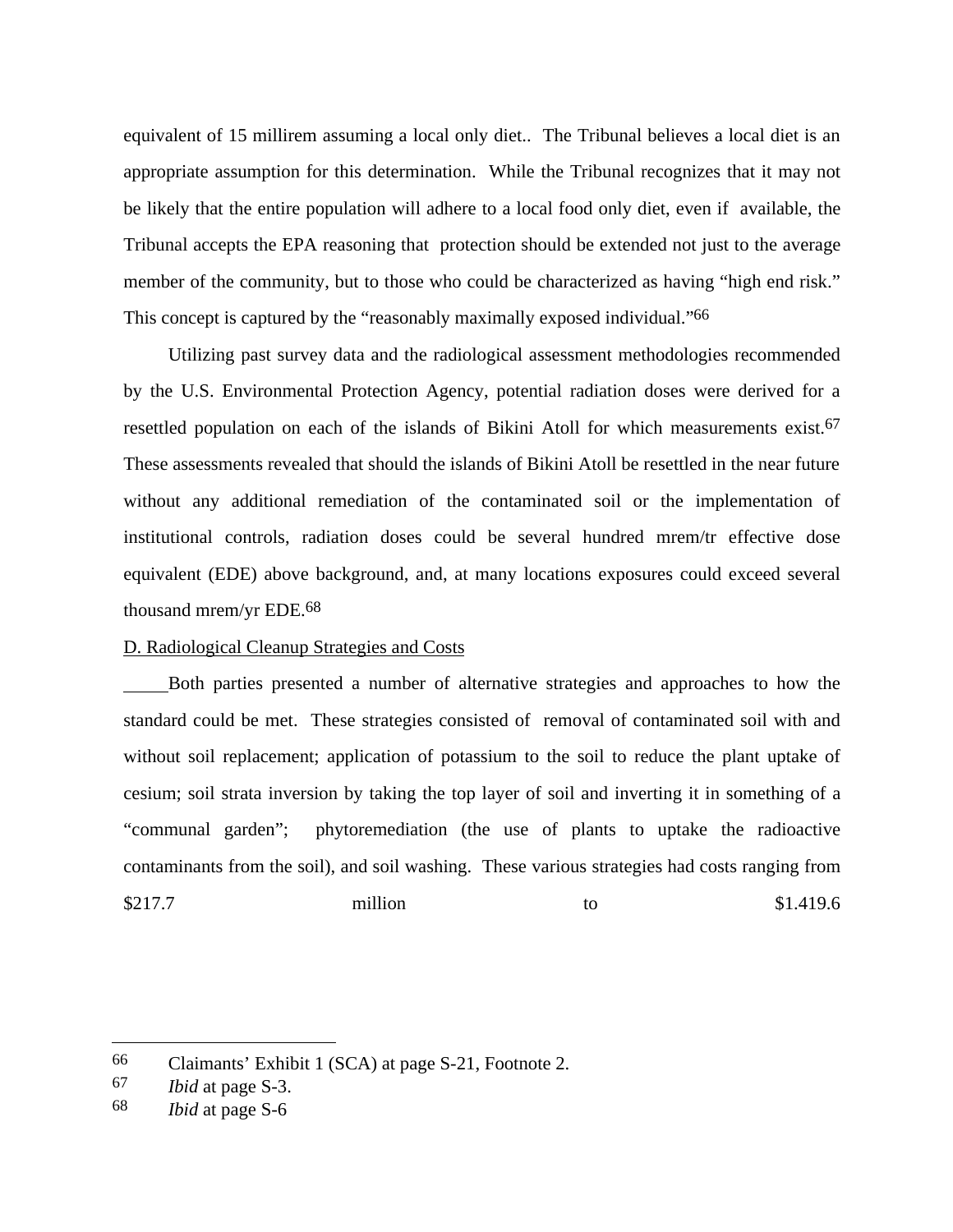equivalent of 15 millirem assuming a local only diet.. The Tribunal believes a local diet is an appropriate assumption for this determination. While the Tribunal recognizes that it may not be likely that the entire population will adhere to a local food only diet, even if available, the Tribunal accepts the EPA reasoning that protection should be extended not just to the average member of the community, but to those who could be characterized as having "high end risk." This concept is captured by the "reasonably maximally exposed individual."[66]

Utilizing past survey data and the radiological assessment methodologies recommended by the U.S. Environmental Protection Agency, potential radiation doses were derived for a resettled population on each of the islands of Bikini Atoll for which measurements exist.[67] These assessments revealed that should the islands of Bikini Atoll be resettled in the near future without any additional remediation of the contaminated soil or the implementation of institutional controls, radiation doses could be several hundred mrem/tr effective dose equivalent (EDE) above background, and, at many locations exposures could exceed several thousand mrem/yr EDE.[68]

D. Radiological Cleanup Strategies and Costs

Both parties presented a number of alternative strategies and approaches to how the standard could be met. These strategies consisted of removal of contaminated soil with and without soil replacement; application of potassium to the soil to reduce the plant uptake of cesium; soil strata inversion by taking the top layer of soil and inverting it in something of a "communal garden"; phytoremediation (the use of plants to uptake the radioactive contaminants from the soil), and soil washing. These various strategies had costs ranging from $217.7 million to $1.419.6

---

[66] Claimants' Exhibit 1 (SCA) at page S-21, Footnote 2.

[67] *Ibid* at page S-3.

[68] *Ibid* at page S-6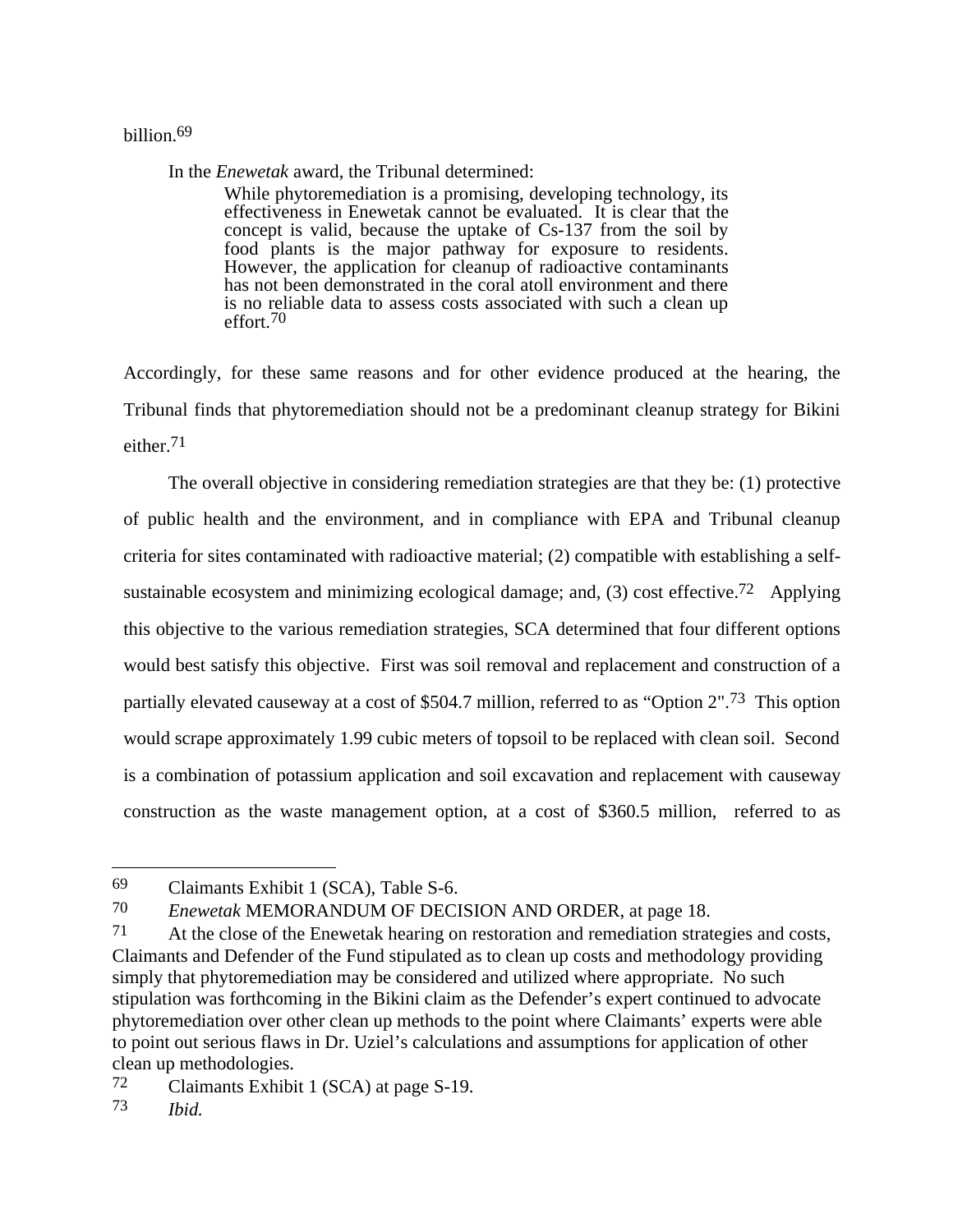billion.[69]

In the *Enewetak* award, the Tribunal determined:

> While phytoremediation is a promising, developing technology, its effectiveness in Enewetak cannot be evaluated. It is clear that the concept is valid, because the uptake of Cs-137 from the soil by food plants is the major pathway for exposure to residents. However, the application for cleanup of radioactive contaminants has not been demonstrated in the coral atoll environment and there is no reliable data to assess costs associated with such a clean up effort.[70]

Accordingly, for these same reasons and for other evidence produced at the hearing, the Tribunal finds that phytoremediation should not be a predominant cleanup strategy for Bikini either.[71]

The overall objective in considering remediation strategies are that they be: (1) protective of public health and the environment, and in compliance with EPA and Tribunal cleanup criteria for sites contaminated with radioactive material; (2) compatible with establishing a self-sustainable ecosystem and minimizing ecological damage; and, (3) cost effective.[72] Applying this objective to the various remediation strategies, SCA determined that four different options would best satisfy this objective. First was soil removal and replacement and construction of a partially elevated causeway at a cost of $504.7 million, referred to as "Option 2".[73] This option would scrape approximately 1.99 cubic meters of topsoil to be replaced with clean soil. Second is a combination of potassium application and soil excavation and replacement with causeway construction as the waste management option, at a cost of $360.5 million, referred to as

---

69 Claimants Exhibit 1 (SCA), Table S-6.

70 *Enewetak* MEMORANDUM OF DECISION AND ORDER, at page 18.

71 At the close of the Enewetak hearing on restoration and remediation strategies and costs, Claimants and Defender of the Fund stipulated as to clean up costs and methodology providing simply that phytoremediation may be considered and utilized where appropriate. No such stipulation was forthcoming in the Bikini claim as the Defender's expert continued to advocate phytoremediation over other clean up methods to the point where Claimants' experts were able to point out serious flaws in Dr. Uziel's calculations and assumptions for application of other clean up methodologies.

72 Claimants Exhibit 1 (SCA) at page S-19.

73 *Ibid.*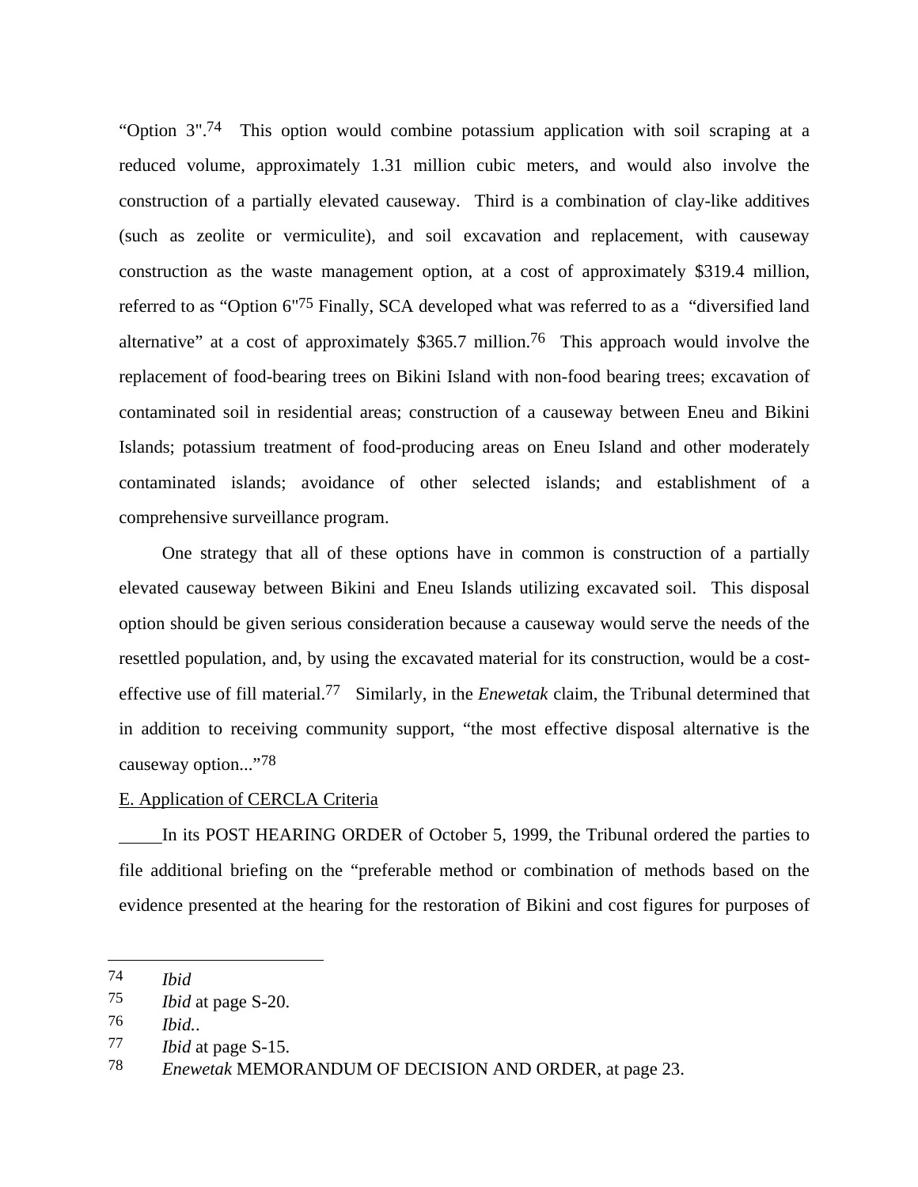"Option 3".[74] This option would combine potassium application with soil scraping at a reduced volume, approximately 1.31 million cubic meters, and would also involve the construction of a partially elevated causeway. Third is a combination of clay-like additives (such as zeolite or vermiculite), and soil excavation and replacement, with causeway construction as the waste management option, at a cost of approximately $319.4 million, referred to as "Option 6"[75] Finally, SCA developed what was referred to as a "diversified land alternative" at a cost of approximately $365.7 million.[76] This approach would involve the replacement of food-bearing trees on Bikini Island with non-food bearing trees; excavation of contaminated soil in residential areas; construction of a causeway between Eneu and Bikini Islands; potassium treatment of food-producing areas on Eneu Island and other moderately contaminated islands; avoidance of other selected islands; and establishment of a comprehensive surveillance program.

One strategy that all of these options have in common is construction of a partially elevated causeway between Bikini and Eneu Islands utilizing excavated soil. This disposal option should be given serious consideration because a causeway would serve the needs of the resettled population, and, by using the excavated material for its construction, would be a cost-effective use of fill material.[77] Similarly, in the *Enewetak* claim, the Tribunal determined that in addition to receiving community support, "the most effective disposal alternative is the causeway option..."[78]

E. Application of CERCLA Criteria

In its POST HEARING ORDER of October 5, 1999, the Tribunal ordered the parties to file additional briefing on the "preferable method or combination of methods based on the evidence presented at the hearing for the restoration of Bikini and cost figures for purposes of

---

74 *Ibid*

75 *Ibid* at page S-20.

76 *Ibid*..

77 *Ibid* at page S-15.

78 *Enewetak* MEMORANDUM OF DECISION AND ORDER, at page 23.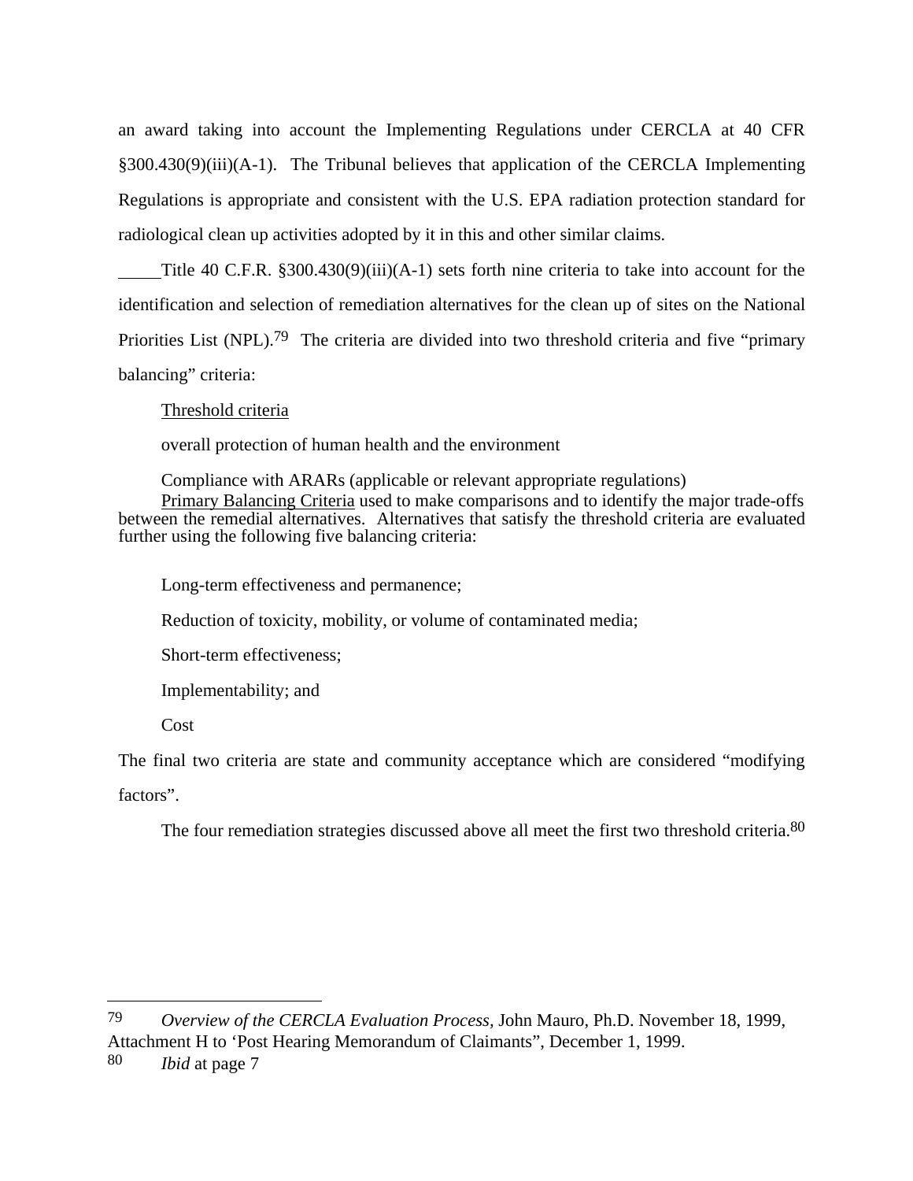an award taking into account the Implementing Regulations under CERCLA at 40 CFR §300.430(9)(iii)(A-1). The Tribunal believes that application of the CERCLA Implementing Regulations is appropriate and consistent with the U.S. EPA radiation protection standard for radiological clean up activities adopted by it in this and other similar claims.

Title 40 C.F.R. §300.430(9)(iii)(A-1) sets forth nine criteria to take into account for the identification and selection of remediation alternatives for the clean up of sites on the National Priorities List (NPL).[79] The criteria are divided into two threshold criteria and five "primary balancing" criteria:

<u>Threshold criteria</u>

overall protection of human health and the environment

Compliance with ARARs (applicable or relevant appropriate regulations)

<u>Primary Balancing Criteria</u> used to make comparisons and to identify the major trade-offs between the remedial alternatives. Alternatives that satisfy the threshold criteria are evaluated further using the following five balancing criteria:

Long-term effectiveness and permanence;

Reduction of toxicity, mobility, or volume of contaminated media;

Short-term effectiveness;

Implementability; and

Cost

The final two criteria are state and community acceptance which are considered "modifying factors".

The four remediation strategies discussed above all meet the first two threshold criteria.[80]

---

[79] *Overview of the CERCLA Evaluation Process*, John Mauro, Ph.D. November 18, 1999, Attachment H to 'Post Hearing Memorandum of Claimants", December 1, 1999.

[80] *Ibid* at page 7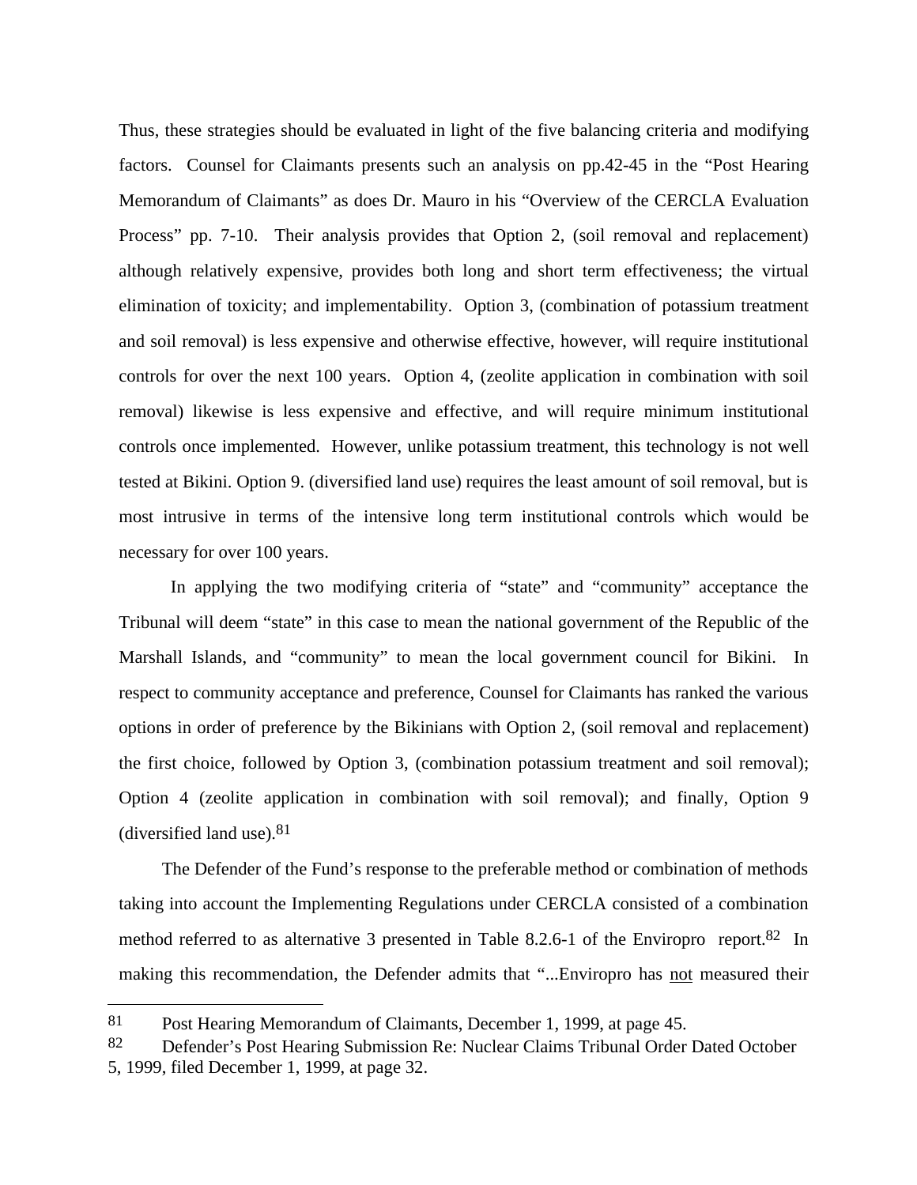Thus, these strategies should be evaluated in light of the five balancing criteria and modifying factors. Counsel for Claimants presents such an analysis on pp.42-45 in the "Post Hearing Memorandum of Claimants" as does Dr. Mauro in his "Overview of the CERCLA Evaluation Process" pp. 7-10. Their analysis provides that Option 2, (soil removal and replacement) although relatively expensive, provides both long and short term effectiveness; the virtual elimination of toxicity; and implementability. Option 3, (combination of potassium treatment and soil removal) is less expensive and otherwise effective, however, will require institutional controls for over the next 100 years. Option 4, (zeolite application in combination with soil removal) likewise is less expensive and effective, and will require minimum institutional controls once implemented. However, unlike potassium treatment, this technology is not well tested at Bikini. Option 9. (diversified land use) requires the least amount of soil removal, but is most intrusive in terms of the intensive long term institutional controls which would be necessary for over 100 years.

In applying the two modifying criteria of "state" and "community" acceptance the Tribunal will deem "state" in this case to mean the national government of the Republic of the Marshall Islands, and "community" to mean the local government council for Bikini. In respect to community acceptance and preference, Counsel for Claimants has ranked the various options in order of preference by the Bikinians with Option 2, (soil removal and replacement) the first choice, followed by Option 3, (combination potassium treatment and soil removal); Option 4 (zeolite application in combination with soil removal); and finally, Option 9 (diversified land use).[81]

The Defender of the Fund's response to the preferable method or combination of methods taking into account the Implementing Regulations under CERCLA consisted of a combination method referred to as alternative 3 presented in Table 8.2.6-1 of the Enviropro report.[82] In making this recommendation, the Defender admits that "...Enviropro has <u>not</u> measured their

---

81 Post Hearing Memorandum of Claimants, December 1, 1999, at page 45.

82 Defender's Post Hearing Submission Re: Nuclear Claims Tribunal Order Dated October 5, 1999, filed December 1, 1999, at page 32.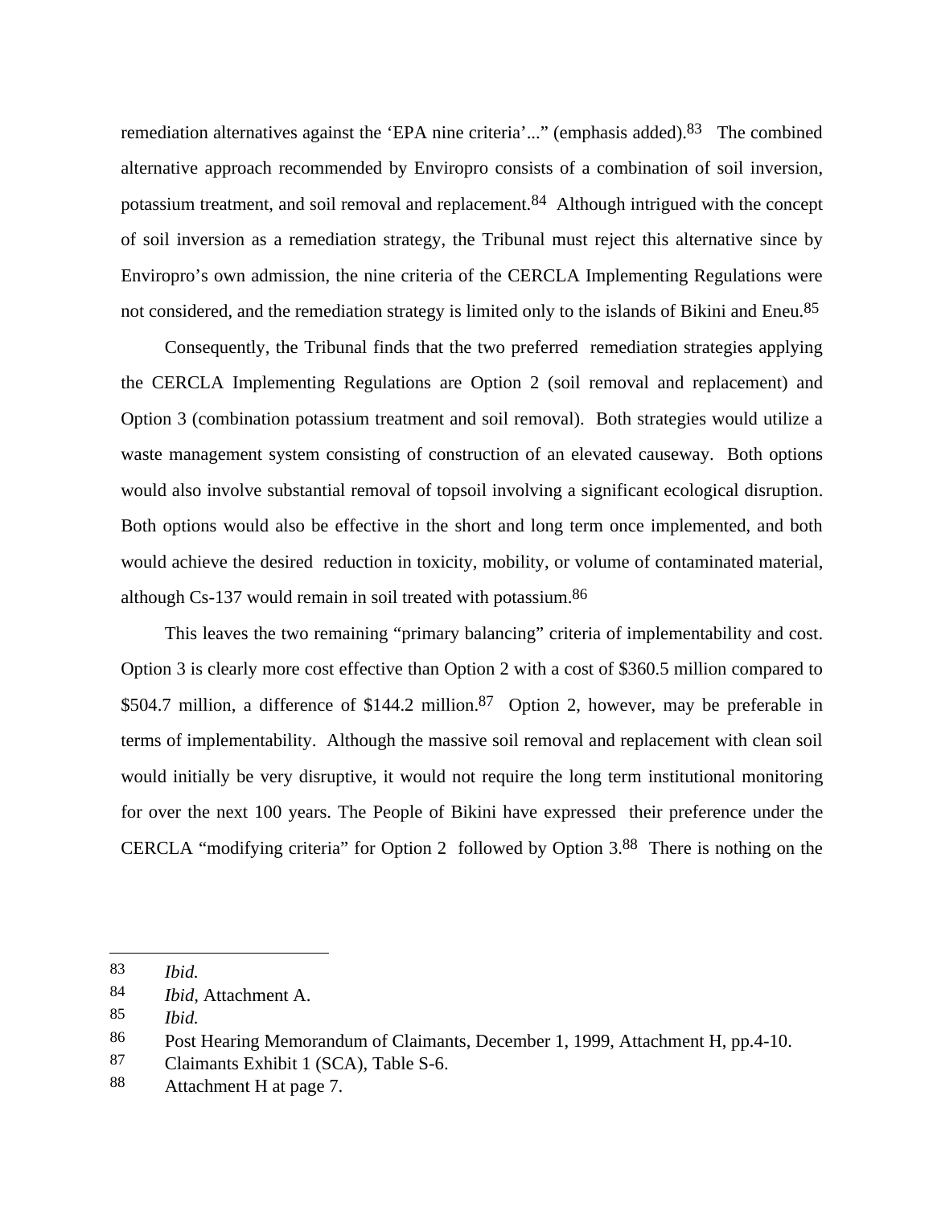remediation alternatives against the 'EPA nine criteria'..." (emphasis added).[83] The combined alternative approach recommended by Enviropro consists of a combination of soil inversion, potassium treatment, and soil removal and replacement.[84] Although intrigued with the concept of soil inversion as a remediation strategy, the Tribunal must reject this alternative since by Enviropro's own admission, the nine criteria of the CERCLA Implementing Regulations were not considered, and the remediation strategy is limited only to the islands of Bikini and Eneu.[85]

Consequently, the Tribunal finds that the two preferred remediation strategies applying the CERCLA Implementing Regulations are Option 2 (soil removal and replacement) and Option 3 (combination potassium treatment and soil removal). Both strategies would utilize a waste management system consisting of construction of an elevated causeway. Both options would also involve substantial removal of topsoil involving a significant ecological disruption. Both options would also be effective in the short and long term once implemented, and both would achieve the desired reduction in toxicity, mobility, or volume of contaminated material, although Cs-137 would remain in soil treated with potassium.[86]

This leaves the two remaining "primary balancing" criteria of implementability and cost. Option 3 is clearly more cost effective than Option 2 with a cost of $360.5 million compared to $504.7 million, a difference of $144.2 million.[87] Option 2, however, may be preferable in terms of implementability. Although the massive soil removal and replacement with clean soil would initially be very disruptive, it would not require the long term institutional monitoring for over the next 100 years. The People of Bikini have expressed their preference under the CERCLA "modifying criteria" for Option 2 followed by Option 3.[88] There is nothing on the

---

83 *Ibid.*

84 *Ibid*, Attachment A.

85 *Ibid.*

86 Post Hearing Memorandum of Claimants, December 1, 1999, Attachment H, pp.4-10.

87 Claimants Exhibit 1 (SCA), Table S-6.

88 Attachment H at page 7.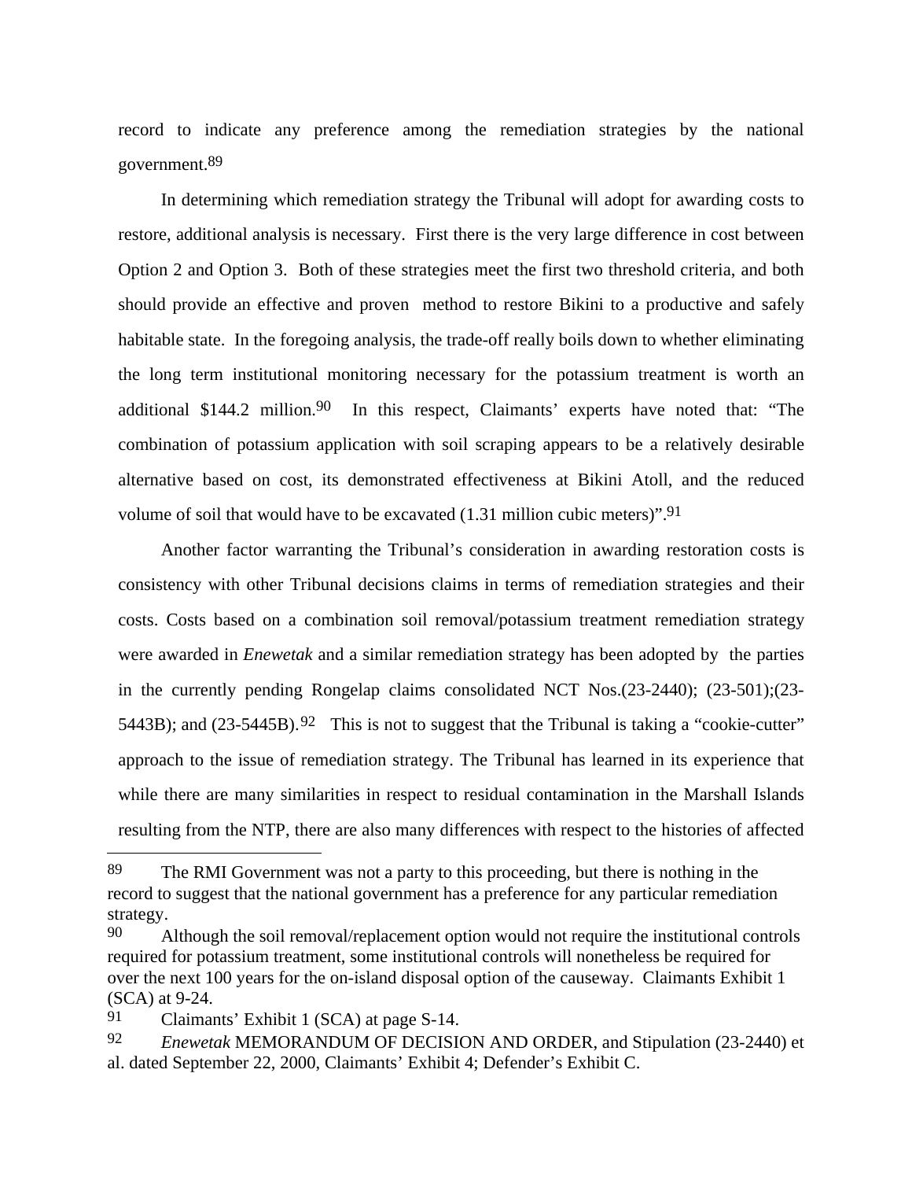record to indicate any preference among the remediation strategies by the national government.[89]

In determining which remediation strategy the Tribunal will adopt for awarding costs to restore, additional analysis is necessary. First there is the very large difference in cost between Option 2 and Option 3. Both of these strategies meet the first two threshold criteria, and both should provide an effective and proven method to restore Bikini to a productive and safely habitable state. In the foregoing analysis, the trade-off really boils down to whether eliminating the long term institutional monitoring necessary for the potassium treatment is worth an additional $144.2 million.[90] In this respect, Claimants' experts have noted that: "The combination of potassium application with soil scraping appears to be a relatively desirable alternative based on cost, its demonstrated effectiveness at Bikini Atoll, and the reduced volume of soil that would have to be excavated (1.31 million cubic meters)".[91]

Another factor warranting the Tribunal's consideration in awarding restoration costs is consistency with other Tribunal decisions claims in terms of remediation strategies and their costs. Costs based on a combination soil removal/potassium treatment remediation strategy were awarded in *Enewetak* and a similar remediation strategy has been adopted by the parties in the currently pending Rongelap claims consolidated NCT Nos.(23-2440); (23-501);(23-5443B); and (23-5445B).[92] This is not to suggest that the Tribunal is taking a "cookie-cutter" approach to the issue of remediation strategy. The Tribunal has learned in its experience that while there are many similarities in respect to residual contamination in the Marshall Islands resulting from the NTP, there are also many differences with respect to the histories of affected

---

[89] The RMI Government was not a party to this proceeding, but there is nothing in the record to suggest that the national government has a preference for any particular remediation strategy.

[90] Although the soil removal/replacement option would not require the institutional controls required for potassium treatment, some institutional controls will nonetheless be required for over the next 100 years for the on-island disposal option of the causeway. Claimants Exhibit 1 (SCA) at 9-24.

[91] Claimants' Exhibit 1 (SCA) at page S-14.

[92] *Enewetak* MEMORANDUM OF DECISION AND ORDER, and Stipulation (23-2440) et al. dated September 22, 2000, Claimants' Exhibit 4; Defender's Exhibit C.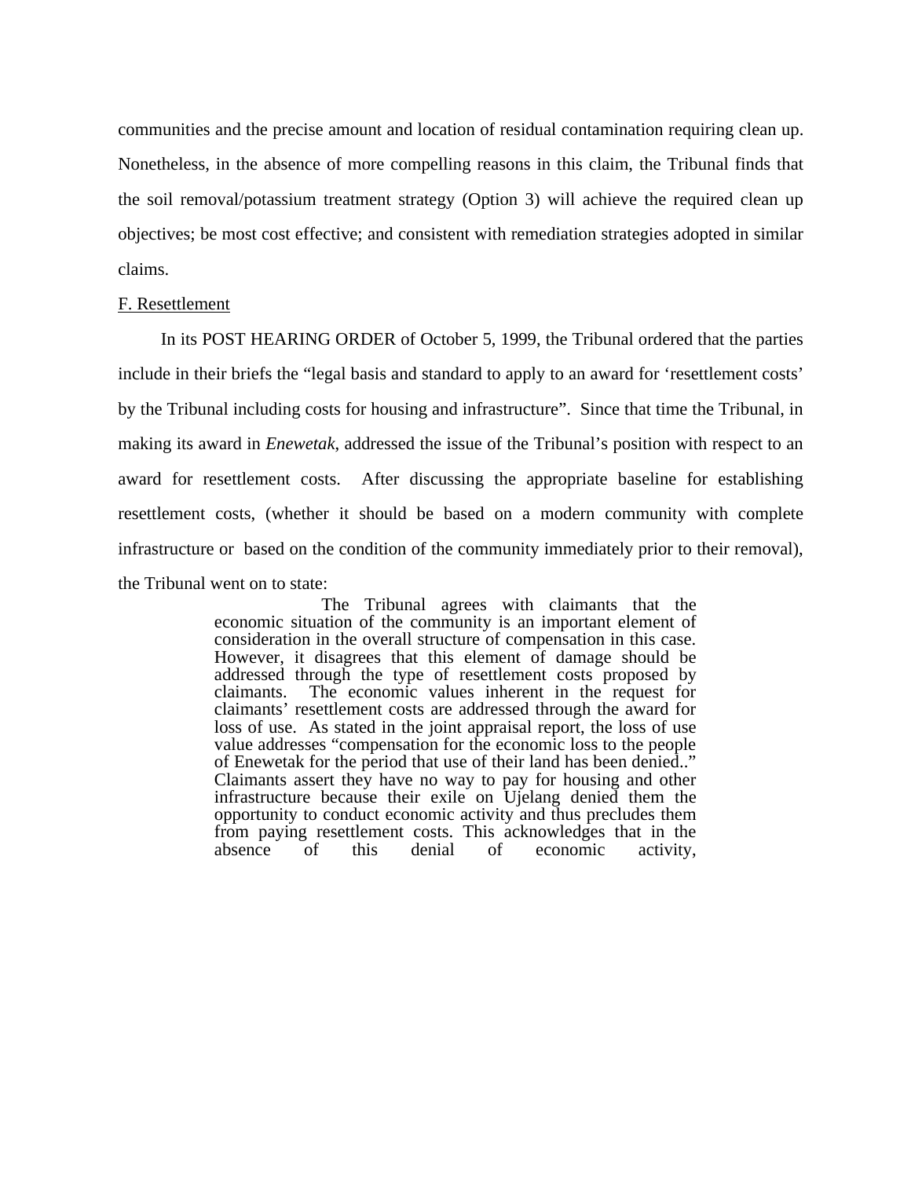communities and the precise amount and location of residual contamination requiring clean up. Nonetheless, in the absence of more compelling reasons in this claim, the Tribunal finds that the soil removal/potassium treatment strategy (Option 3) will achieve the required clean up objectives; be most cost effective; and consistent with remediation strategies adopted in similar claims.

F. Resettlement

In its POST HEARING ORDER of October 5, 1999, the Tribunal ordered that the parties include in their briefs the "legal basis and standard to apply to an award for 'resettlement costs' by the Tribunal including costs for housing and infrastructure". Since that time the Tribunal, in making its award in *Enewetak*, addressed the issue of the Tribunal's position with respect to an award for resettlement costs. After discussing the appropriate baseline for establishing resettlement costs, (whether it should be based on a modern community with complete infrastructure or based on the condition of the community immediately prior to their removal), the Tribunal went on to state:

> The Tribunal agrees with claimants that the economic situation of the community is an important element of consideration in the overall structure of compensation in this case. However, it disagrees that this element of damage should be addressed through the type of resettlement costs proposed by claimants. The economic values inherent in the request for claimants' resettlement costs are addressed through the award for loss of use. As stated in the joint appraisal report, the loss of use value addresses "compensation for the economic loss to the people of Enewetak for the period that use of their land has been denied.." Claimants assert they have no way to pay for housing and other infrastructure because their exile on Ujelang denied them the opportunity to conduct economic activity and thus precludes them from paying resettlement costs. This acknowledges that in the absence of this denial of economic activity,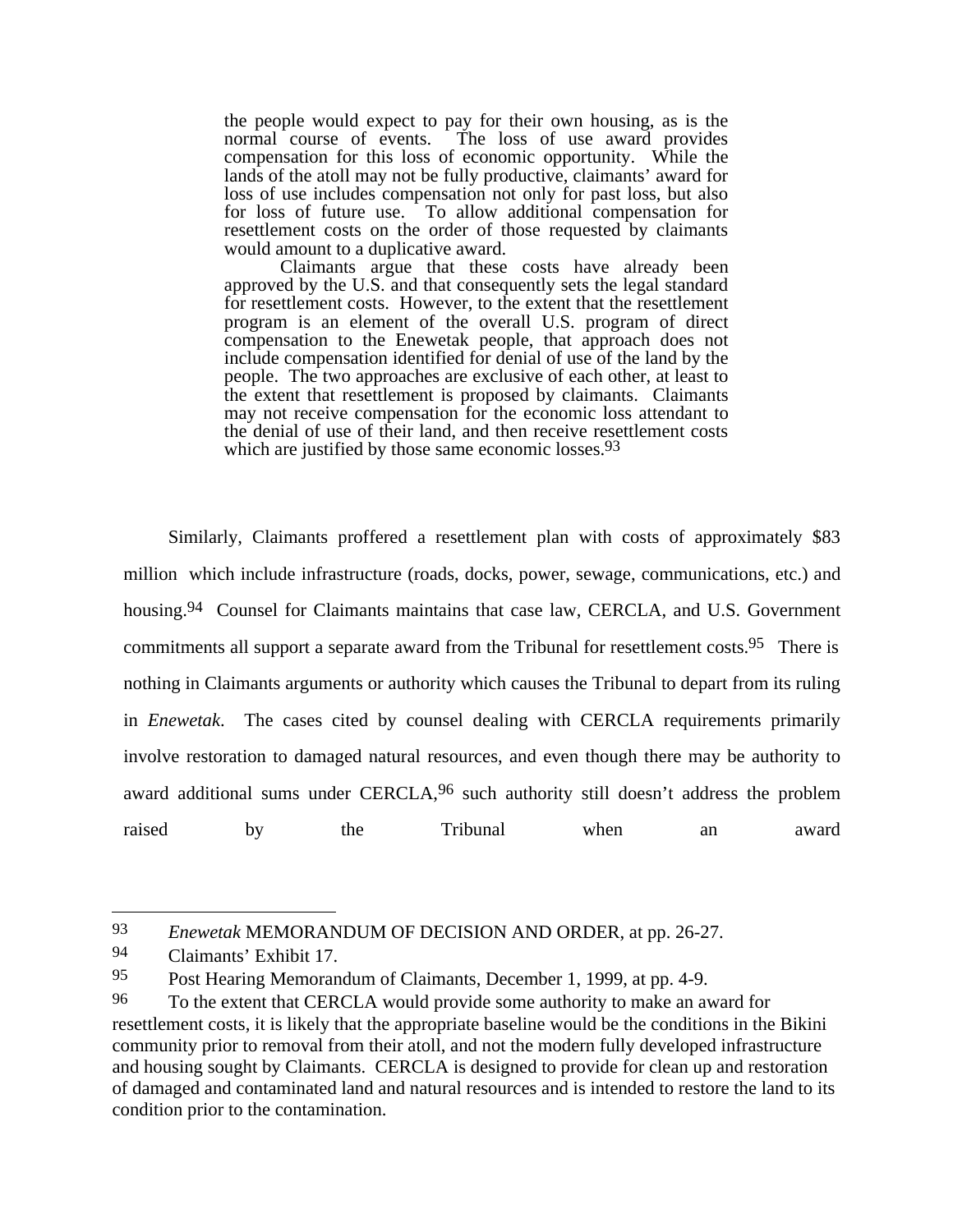> the people would expect to pay for their own housing, as is the normal course of events. The loss of use award provides compensation for this loss of economic opportunity. While the lands of the atoll may not be fully productive, claimants' award for loss of use includes compensation not only for past loss, but also for loss of future use. To allow additional compensation for resettlement costs on the order of those requested by claimants would amount to a duplicative award.
>
> Claimants argue that these costs have already been approved by the U.S. and that consequently sets the legal standard for resettlement costs. However, to the extent that the resettlement program is an element of the overall U.S. program of direct compensation to the Enewetak people, that approach does not include compensation identified for denial of use of the land by the people. The two approaches are exclusive of each other, at least to the extent that resettlement is proposed by claimants. Claimants may not receive compensation for the economic loss attendant to the denial of use of their land, and then receive resettlement costs which are justified by those same economic losses.[93]

Similarly, Claimants proffered a resettlement plan with costs of approximately $83 million which include infrastructure (roads, docks, power, sewage, communications, etc.) and housing.[94] Counsel for Claimants maintains that case law, CERCLA, and U.S. Government commitments all support a separate award from the Tribunal for resettlement costs.[95] There is nothing in Claimants arguments or authority which causes the Tribunal to depart from its ruling in *Enewetak*. The cases cited by counsel dealing with CERCLA requirements primarily involve restoration to damaged natural resources, and even though there may be authority to award additional sums under CERCLA,[96] such authority still doesn't address the problem raised by the Tribunal when an award

---

[93] *Enewetak* MEMORANDUM OF DECISION AND ORDER, at pp. 26-27.

[94] Claimants' Exhibit 17.

[95] Post Hearing Memorandum of Claimants, December 1, 1999, at pp. 4-9.

[96] To the extent that CERCLA would provide some authority to make an award for resettlement costs, it is likely that the appropriate baseline would be the conditions in the Bikini community prior to removal from their atoll, and not the modern fully developed infrastructure and housing sought by Claimants. CERCLA is designed to provide for clean up and restoration of damaged and contaminated land and natural resources and is intended to restore the land to its condition prior to the contamination.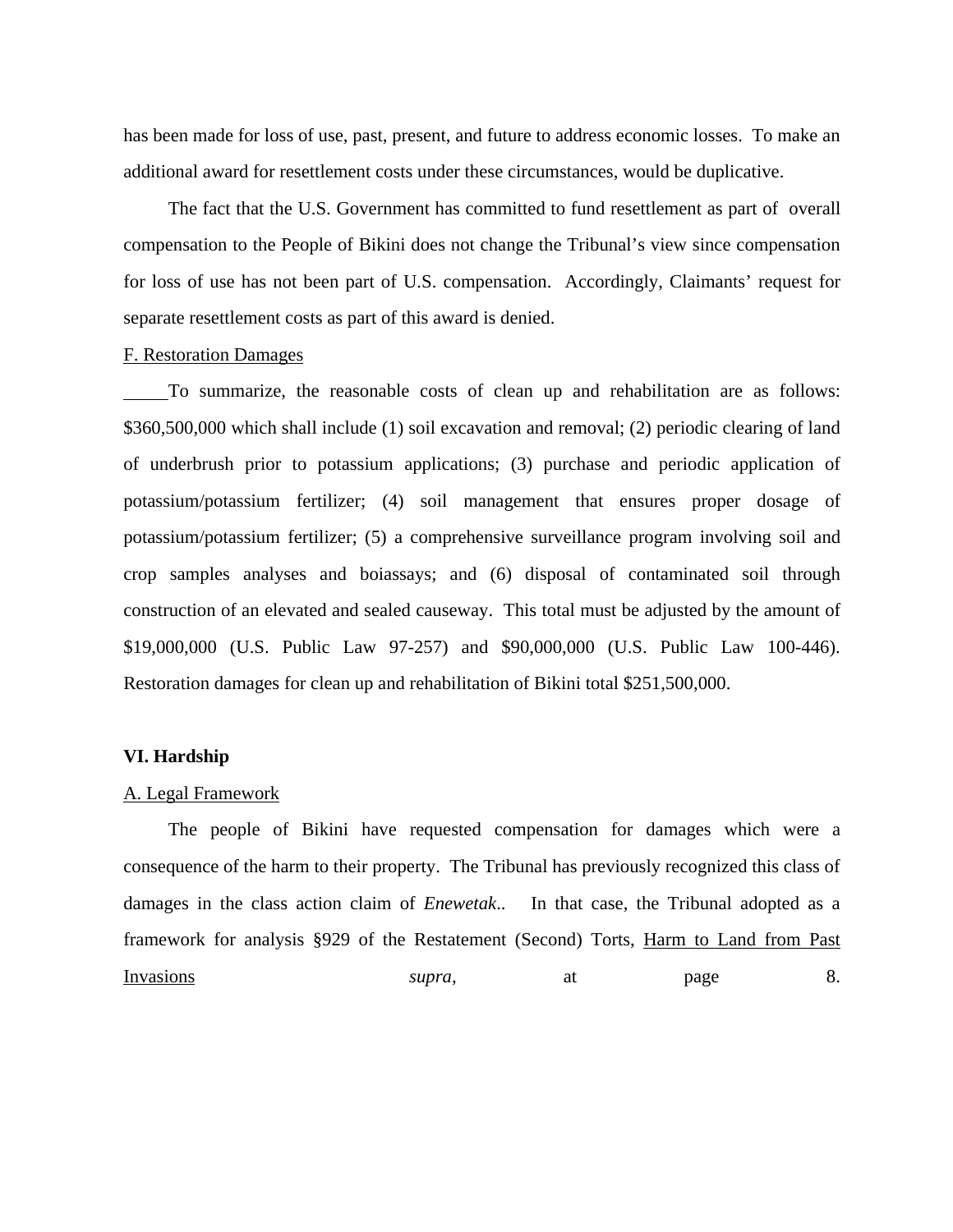has been made for loss of use, past, present, and future to address economic losses. To make an additional award for resettlement costs under these circumstances, would be duplicative.

The fact that the U.S. Government has committed to fund resettlement as part of overall compensation to the People of Bikini does not change the Tribunal's view since compensation for loss of use has not been part of U.S. compensation. Accordingly, Claimants' request for separate resettlement costs as part of this award is denied.

F. Restoration Damages

To summarize, the reasonable costs of clean up and rehabilitation are as follows: \$360,500,000 which shall include (1) soil excavation and removal; (2) periodic clearing of land of underbrush prior to potassium applications; (3) purchase and periodic application of potassium/potassium fertilizer; (4) soil management that ensures proper dosage of potassium/potassium fertilizer; (5) a comprehensive surveillance program involving soil and crop samples analyses and boiassays; and (6) disposal of contaminated soil through construction of an elevated and sealed causeway. This total must be adjusted by the amount of \$19,000,000 (U.S. Public Law 97-257) and \$90,000,000 (U.S. Public Law 100-446). Restoration damages for clean up and rehabilitation of Bikini total \$251,500,000.

## VI. Hardship

A. Legal Framework

The people of Bikini have requested compensation for damages which were a consequence of the harm to their property. The Tribunal has previously recognized this class of damages in the class action claim of *Enewetak*.. In that case, the Tribunal adopted as a framework for analysis §929 of the Restatement (Second) Torts, Harm to Land from Past Invasions *supra*, at page 8.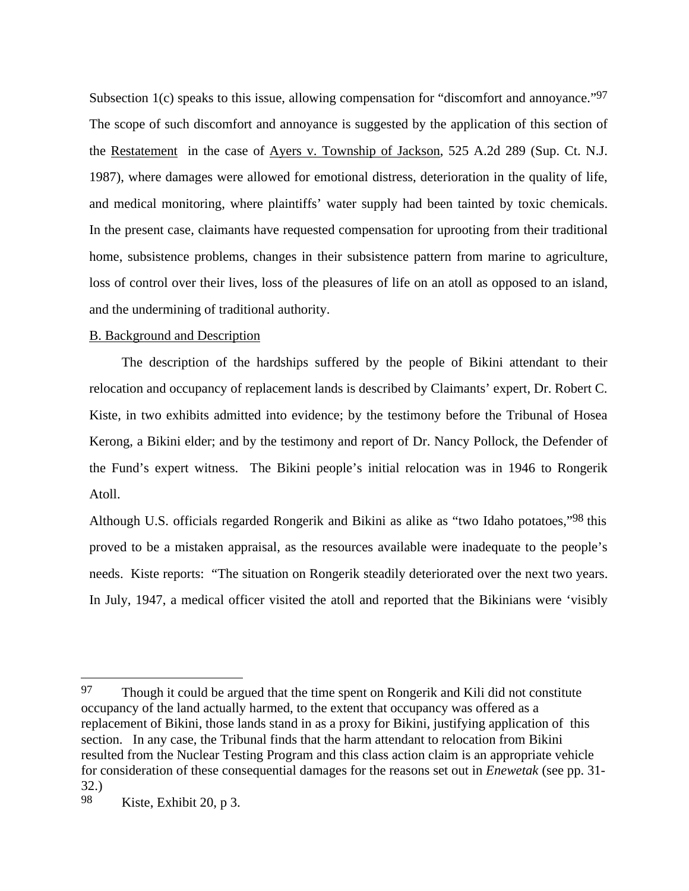Subsection 1(c) speaks to this issue, allowing compensation for "discomfort and annoyance."[97] The scope of such discomfort and annoyance is suggested by the application of this section of the Restatement in the case of Ayers v. Township of Jackson, 525 A.2d 289 (Sup. Ct. N.J. 1987), where damages were allowed for emotional distress, deterioration in the quality of life, and medical monitoring, where plaintiffs' water supply had been tainted by toxic chemicals. In the present case, claimants have requested compensation for uprooting from their traditional home, subsistence problems, changes in their subsistence pattern from marine to agriculture, loss of control over their lives, loss of the pleasures of life on an atoll as opposed to an island, and the undermining of traditional authority.

B. Background and Description

The description of the hardships suffered by the people of Bikini attendant to their relocation and occupancy of replacement lands is described by Claimants' expert, Dr. Robert C. Kiste, in two exhibits admitted into evidence; by the testimony before the Tribunal of Hosea Kerong, a Bikini elder; and by the testimony and report of Dr. Nancy Pollock, the Defender of the Fund's expert witness. The Bikini people's initial relocation was in 1946 to Rongerik Atoll.

Although U.S. officials regarded Rongerik and Bikini as alike as "two Idaho potatoes,"[98] this proved to be a mistaken appraisal, as the resources available were inadequate to the people's needs. Kiste reports: "The situation on Rongerik steadily deteriorated over the next two years. In July, 1947, a medical officer visited the atoll and reported that the Bikinians were 'visibly

---

[97] Though it could be argued that the time spent on Rongerik and Kili did not constitute occupancy of the land actually harmed, to the extent that occupancy was offered as a replacement of Bikini, those lands stand in as a proxy for Bikini, justifying application of this section. In any case, the Tribunal finds that the harm attendant to relocation from Bikini resulted from the Nuclear Testing Program and this class action claim is an appropriate vehicle for consideration of these consequential damages for the reasons set out in *Enewetak* (see pp. 31-32.)

[98] Kiste, Exhibit 20, p 3.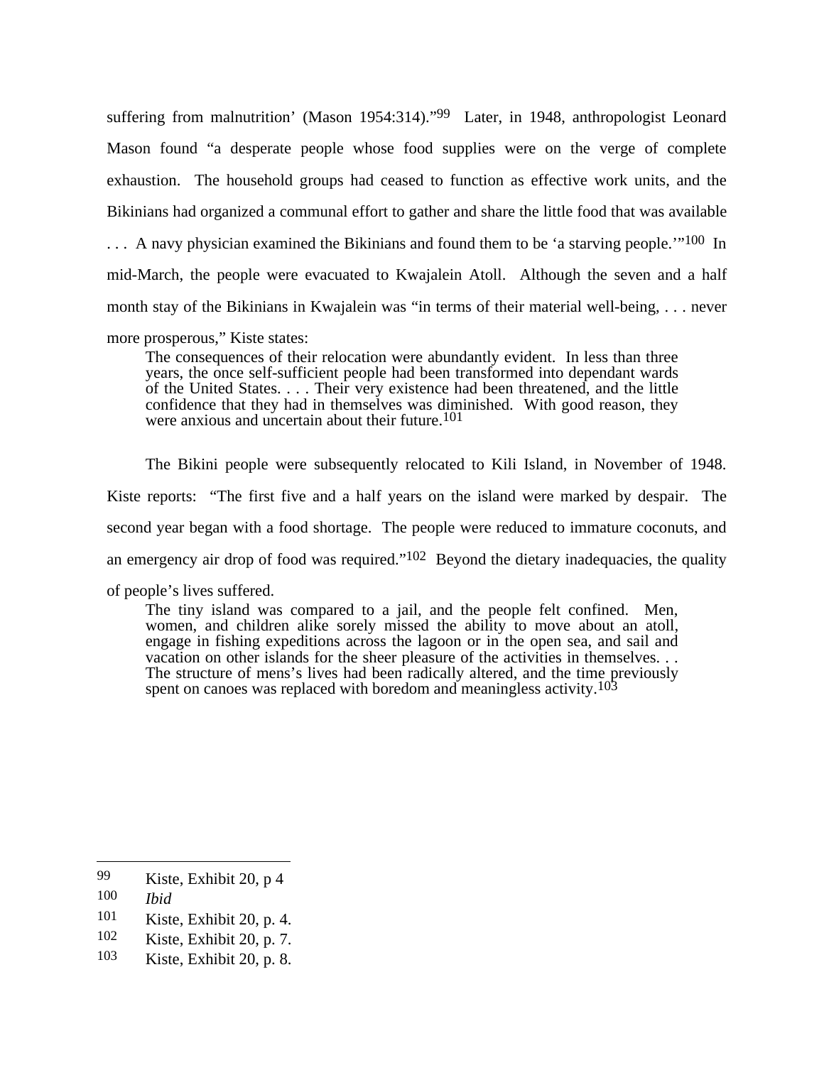suffering from malnutrition' (Mason 1954:314)."[99] Later, in 1948, anthropologist Leonard Mason found "a desperate people whose food supplies were on the verge of complete exhaustion. The household groups had ceased to function as effective work units, and the Bikinians had organized a communal effort to gather and share the little food that was available . . . A navy physician examined the Bikinians and found them to be 'a starving people.'"[100] In mid-March, the people were evacuated to Kwajalein Atoll. Although the seven and a half month stay of the Bikinians in Kwajalein was "in terms of their material well-being, . . . never more prosperous," Kiste states:

> The consequences of their relocation were abundantly evident. In less than three years, the once self-sufficient people had been transformed into dependant wards of the United States. . . . Their very existence had been threatened, and the little confidence that they had in themselves was diminished. With good reason, they were anxious and uncertain about their future.[101]

The Bikini people were subsequently relocated to Kili Island, in November of 1948. Kiste reports: "The first five and a half years on the island were marked by despair. The second year began with a food shortage. The people were reduced to immature coconuts, and an emergency air drop of food was required."[102] Beyond the dietary inadequacies, the quality of people's lives suffered.

> The tiny island was compared to a jail, and the people felt confined. Men, women, and children alike sorely missed the ability to move about an atoll, engage in fishing expeditions across the lagoon or in the open sea, and sail and vacation on other islands for the sheer pleasure of the activities in themselves. . . The structure of mens's lives had been radically altered, and the time previously spent on canoes was replaced with boredom and meaningless activity.[103]

---

[99] Kiste, Exhibit 20, p 4

[100] *Ibid*

[101] Kiste, Exhibit 20, p. 4.

[102] Kiste, Exhibit 20, p. 7.

[103] Kiste, Exhibit 20, p. 8.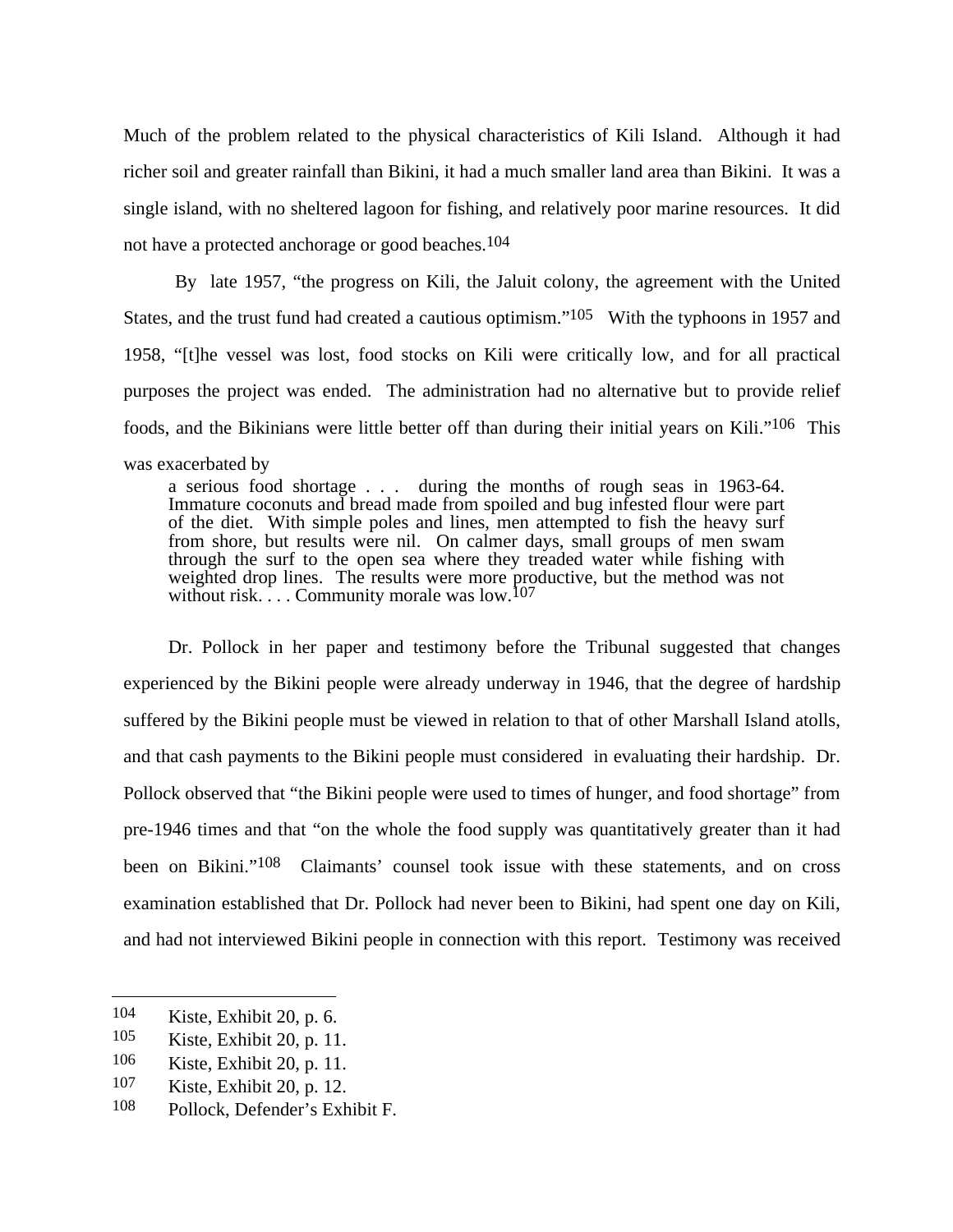Much of the problem related to the physical characteristics of Kili Island. Although it had richer soil and greater rainfall than Bikini, it had a much smaller land area than Bikini. It was a single island, with no sheltered lagoon for fishing, and relatively poor marine resources. It did not have a protected anchorage or good beaches.[104]

By late 1957, "the progress on Kili, the Jaluit colony, the agreement with the United States, and the trust fund had created a cautious optimism."[105] With the typhoons in 1957 and 1958, "[t]he vessel was lost, food stocks on Kili were critically low, and for all practical purposes the project was ended. The administration had no alternative but to provide relief foods, and the Bikinians were little better off than during their initial years on Kili."[106] This was exacerbated by

> a serious food shortage . . . during the months of rough seas in 1963-64. Immature coconuts and bread made from spoiled and bug infested flour were part of the diet. With simple poles and lines, men attempted to fish the heavy surf from shore, but results were nil. On calmer days, small groups of men swam through the surf to the open sea where they treaded water while fishing with weighted drop lines. The results were more productive, but the method was not without risk. . . . Community morale was low.[107]

Dr. Pollock in her paper and testimony before the Tribunal suggested that changes experienced by the Bikini people were already underway in 1946, that the degree of hardship suffered by the Bikini people must be viewed in relation to that of other Marshall Island atolls, and that cash payments to the Bikini people must considered in evaluating their hardship. Dr. Pollock observed that "the Bikini people were used to times of hunger, and food shortage" from pre-1946 times and that "on the whole the food supply was quantitatively greater than it had been on Bikini."[108] Claimants' counsel took issue with these statements, and on cross examination established that Dr. Pollock had never been to Bikini, had spent one day on Kili, and had not interviewed Bikini people in connection with this report. Testimony was received

---

[104] Kiste, Exhibit 20, p. 6.

[105] Kiste, Exhibit 20, p. 11.

[106] Kiste, Exhibit 20, p. 11.

[107] Kiste, Exhibit 20, p. 12.

[108] Pollock, Defender's Exhibit F.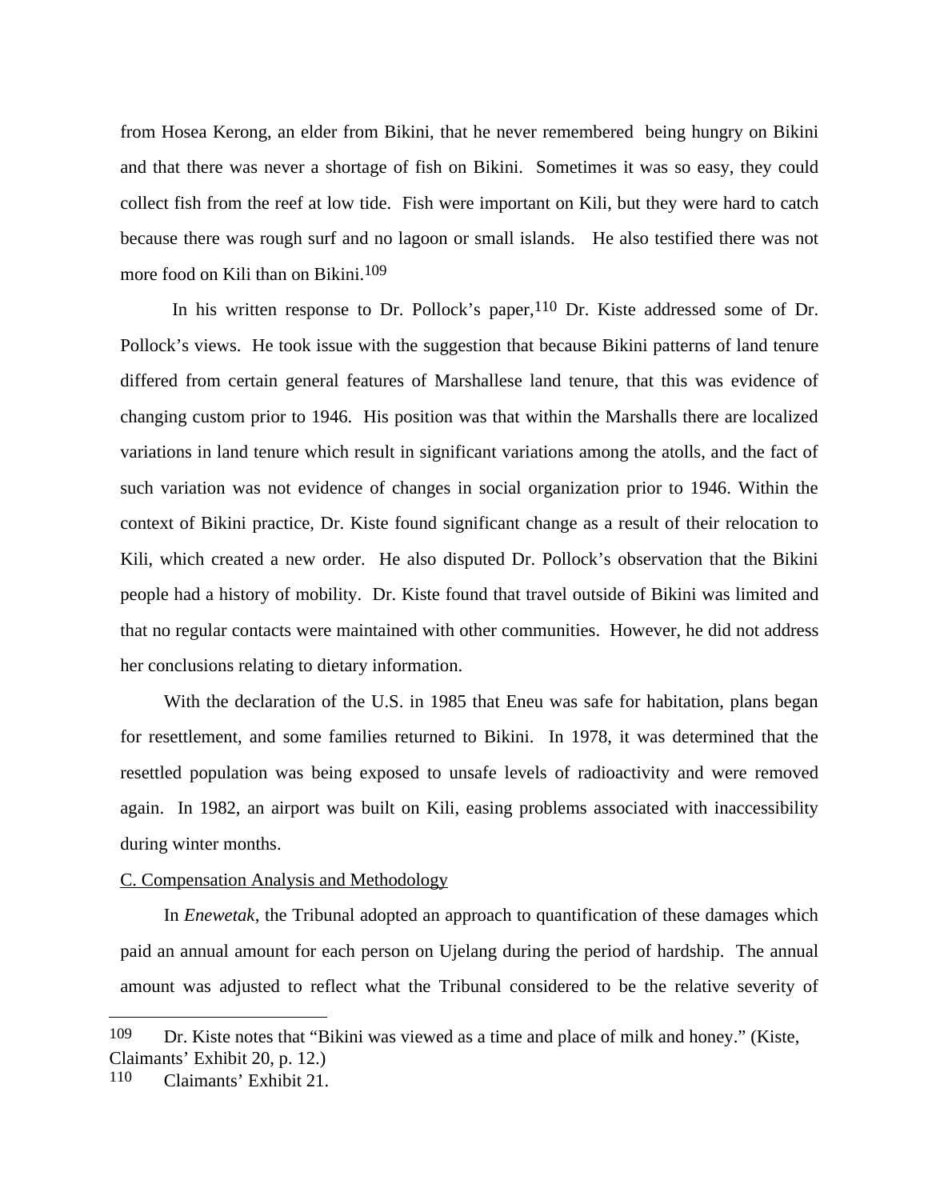from Hosea Kerong, an elder from Bikini, that he never remembered being hungry on Bikini and that there was never a shortage of fish on Bikini. Sometimes it was so easy, they could collect fish from the reef at low tide. Fish were important on Kili, but they were hard to catch because there was rough surf and no lagoon or small islands. He also testified there was not more food on Kili than on Bikini.[109]

In his written response to Dr. Pollock's paper,[110] Dr. Kiste addressed some of Dr. Pollock's views. He took issue with the suggestion that because Bikini patterns of land tenure differed from certain general features of Marshallese land tenure, that this was evidence of changing custom prior to 1946. His position was that within the Marshalls there are localized variations in land tenure which result in significant variations among the atolls, and the fact of such variation was not evidence of changes in social organization prior to 1946. Within the context of Bikini practice, Dr. Kiste found significant change as a result of their relocation to Kili, which created a new order. He also disputed Dr. Pollock's observation that the Bikini people had a history of mobility. Dr. Kiste found that travel outside of Bikini was limited and that no regular contacts were maintained with other communities. However, he did not address her conclusions relating to dietary information.

With the declaration of the U.S. in 1985 that Eneu was safe for habitation, plans began for resettlement, and some families returned to Bikini. In 1978, it was determined that the resettled population was being exposed to unsafe levels of radioactivity and were removed again. In 1982, an airport was built on Kili, easing problems associated with inaccessibility during winter months.

C. Compensation Analysis and Methodology

In *Enewetak*, the Tribunal adopted an approach to quantification of these damages which paid an annual amount for each person on Ujelang during the period of hardship. The annual amount was adjusted to reflect what the Tribunal considered to be the relative severity of

---

[109] Dr. Kiste notes that "Bikini was viewed as a time and place of milk and honey." (Kiste, Claimants' Exhibit 20, p. 12.)

[110] Claimants' Exhibit 21.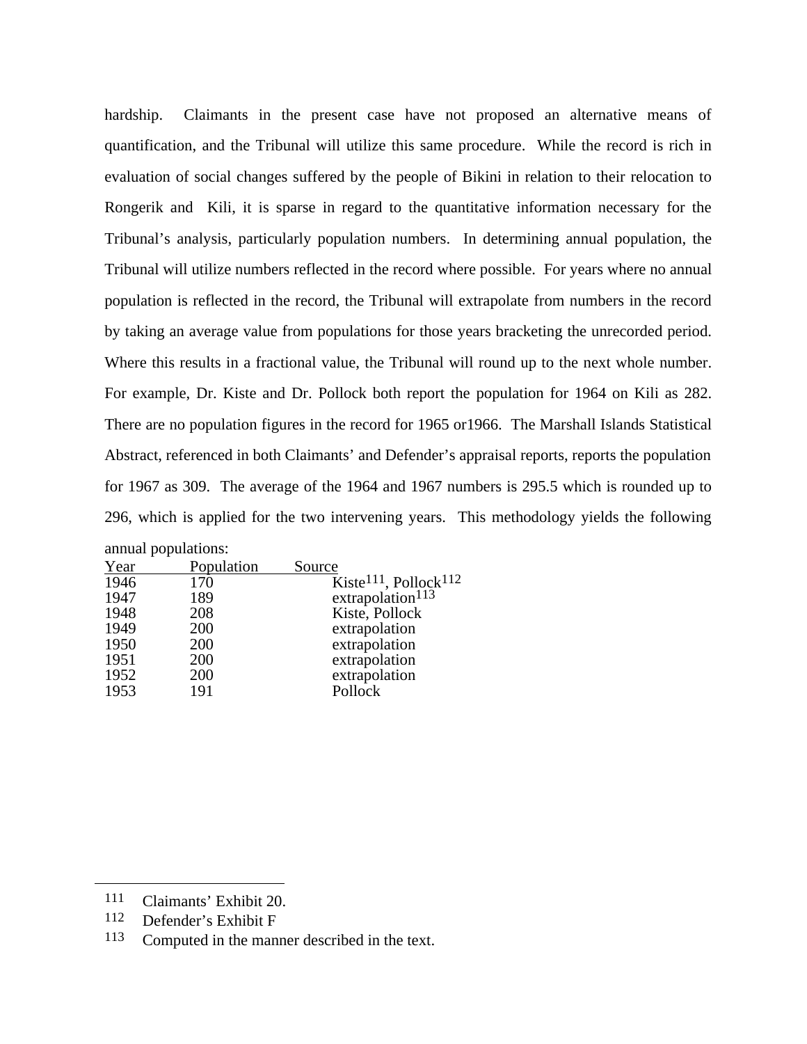hardship. Claimants in the present case have not proposed an alternative means of quantification, and the Tribunal will utilize this same procedure. While the record is rich in evaluation of social changes suffered by the people of Bikini in relation to their relocation to Rongerik and Kili, it is sparse in regard to the quantitative information necessary for the Tribunal's analysis, particularly population numbers. In determining annual population, the Tribunal will utilize numbers reflected in the record where possible. For years where no annual population is reflected in the record, the Tribunal will extrapolate from numbers in the record by taking an average value from populations for those years bracketing the unrecorded period. Where this results in a fractional value, the Tribunal will round up to the next whole number. For example, Dr. Kiste and Dr. Pollock both report the population for 1964 on Kili as 282. There are no population figures in the record for 1965 or1966. The Marshall Islands Statistical Abstract, referenced in both Claimants' and Defender's appraisal reports, reports the population for 1967 as 309. The average of the 1964 and 1967 numbers is 295.5 which is rounded up to 296, which is applied for the two intervening years. This methodology yields the following annual populations:

| Year | Population | Source |
|---|---|---|
| 1946 | 170 | Kiste[111], Pollock[112] |
| 1947 | 189 | extrapolation[113] |
| 1948 | 208 | Kiste, Pollock |
| 1949 | 200 | extrapolation |
| 1950 | 200 | extrapolation |
| 1951 | 200 | extrapolation |
| 1952 | 200 | extrapolation |
| 1953 | 191 | Pollock |

---

111 Claimants' Exhibit 20.

112 Defender's Exhibit F

113 Computed in the manner described in the text.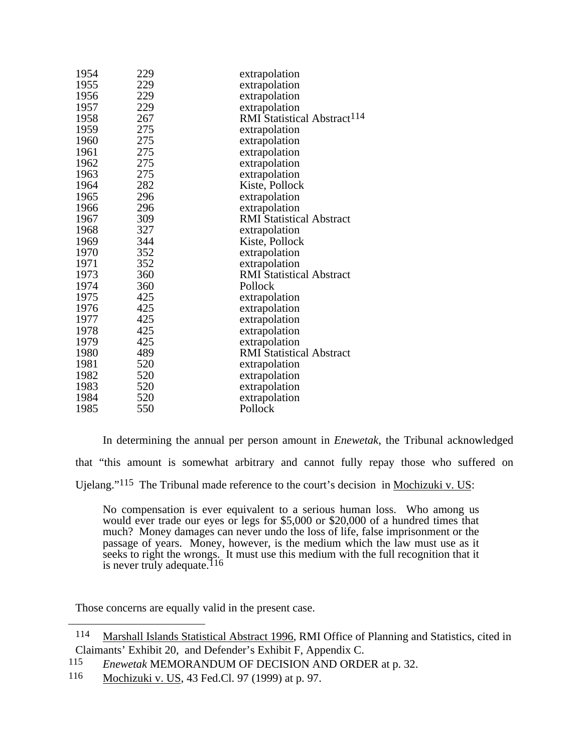| | | |
|---|---|---|
| 1954 | 229 | extrapolation |
| 1955 | 229 | extrapolation |
| 1956 | 229 | extrapolation |
| 1957 | 229 | extrapolation |
| 1958 | 267 | RMI Statistical Abstract[114] |
| 1959 | 275 | extrapolation |
| 1960 | 275 | extrapolation |
| 1961 | 275 | extrapolation |
| 1962 | 275 | extrapolation |
| 1963 | 275 | extrapolation |
| 1964 | 282 | Kiste, Pollock |
| 1965 | 296 | extrapolation |
| 1966 | 296 | extrapolation |
| 1967 | 309 | RMI Statistical Abstract |
| 1968 | 327 | extrapolation |
| 1969 | 344 | Kiste, Pollock |
| 1970 | 352 | extrapolation |
| 1971 | 352 | extrapolation |
| 1973 | 360 | RMI Statistical Abstract |
| 1974 | 360 | Pollock |
| 1975 | 425 | extrapolation |
| 1976 | 425 | extrapolation |
| 1977 | 425 | extrapolation |
| 1978 | 425 | extrapolation |
| 1979 | 425 | extrapolation |
| 1980 | 489 | RMI Statistical Abstract |
| 1981 | 520 | extrapolation |
| 1982 | 520 | extrapolation |
| 1983 | 520 | extrapolation |
| 1984 | 520 | extrapolation |
| 1985 | 550 | Pollock |

In determining the annual per person amount in *Enewetak*, the Tribunal acknowledged that "this amount is somewhat arbitrary and cannot fully repay those who suffered on Ujelang."[115] The Tribunal made reference to the court's decision in Mochizuki v. US:

> No compensation is ever equivalent to a serious human loss. Who among us would ever trade our eyes or legs for $5,000 or $20,000 of a hundred times that much? Money damages can never undo the loss of life, false imprisonment or the passage of years. Money, however, is the medium which the law must use as it seeks to right the wrongs. It must use this medium with the full recognition that it is never truly adequate.[116]

Those concerns are equally valid in the present case.

---

[114] Marshall Islands Statistical Abstract 1996, RMI Office of Planning and Statistics, cited in Claimants' Exhibit 20, and Defender's Exhibit F, Appendix C.

[115] *Enewetak* MEMORANDUM OF DECISION AND ORDER at p. 32.

[116] Mochizuki v. US, 43 Fed.Cl. 97 (1999) at p. 97.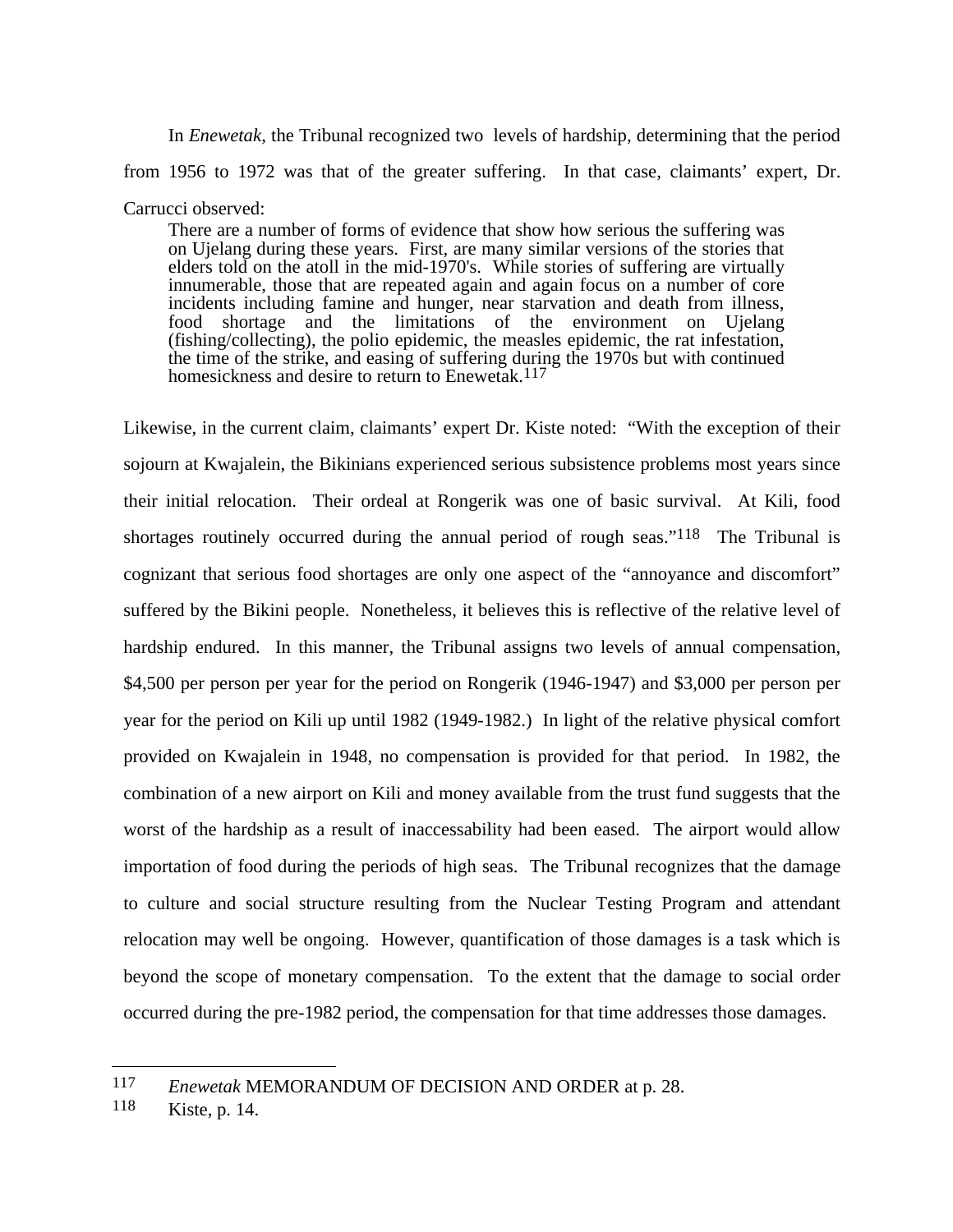In *Enewetak*, the Tribunal recognized two levels of hardship, determining that the period from 1956 to 1972 was that of the greater suffering. In that case, claimants' expert, Dr. Carrucci observed:

> There are a number of forms of evidence that show how serious the suffering was on Ujelang during these years. First, are many similar versions of the stories that elders told on the atoll in the mid-1970's. While stories of suffering are virtually innumerable, those that are repeated again and again focus on a number of core incidents including famine and hunger, near starvation and death from illness, food shortage and the limitations of the environment on Ujelang (fishing/collecting), the polio epidemic, the measles epidemic, the rat infestation, the time of the strike, and easing of suffering during the 1970s but with continued homesickness and desire to return to Enewetak.[117]

Likewise, in the current claim, claimants' expert Dr. Kiste noted: "With the exception of their sojourn at Kwajalein, the Bikinians experienced serious subsistence problems most years since their initial relocation. Their ordeal at Rongerik was one of basic survival. At Kili, food shortages routinely occurred during the annual period of rough seas."[118] The Tribunal is cognizant that serious food shortages are only one aspect of the "annoyance and discomfort" suffered by the Bikini people. Nonetheless, it believes this is reflective of the relative level of hardship endured. In this manner, the Tribunal assigns two levels of annual compensation, $4,500 per person per year for the period on Rongerik (1946-1947) and $3,000 per person per year for the period on Kili up until 1982 (1949-1982.) In light of the relative physical comfort provided on Kwajalein in 1948, no compensation is provided for that period. In 1982, the combination of a new airport on Kili and money available from the trust fund suggests that the worst of the hardship as a result of inaccessability had been eased. The airport would allow importation of food during the periods of high seas. The Tribunal recognizes that the damage to culture and social structure resulting from the Nuclear Testing Program and attendant relocation may well be ongoing. However, quantification of those damages is a task which is beyond the scope of monetary compensation. To the extent that the damage to social order occurred during the pre-1982 period, the compensation for that time addresses those damages.

---

[117] *Enewetak* MEMORANDUM OF DECISION AND ORDER at p. 28.

[118] Kiste, p. 14.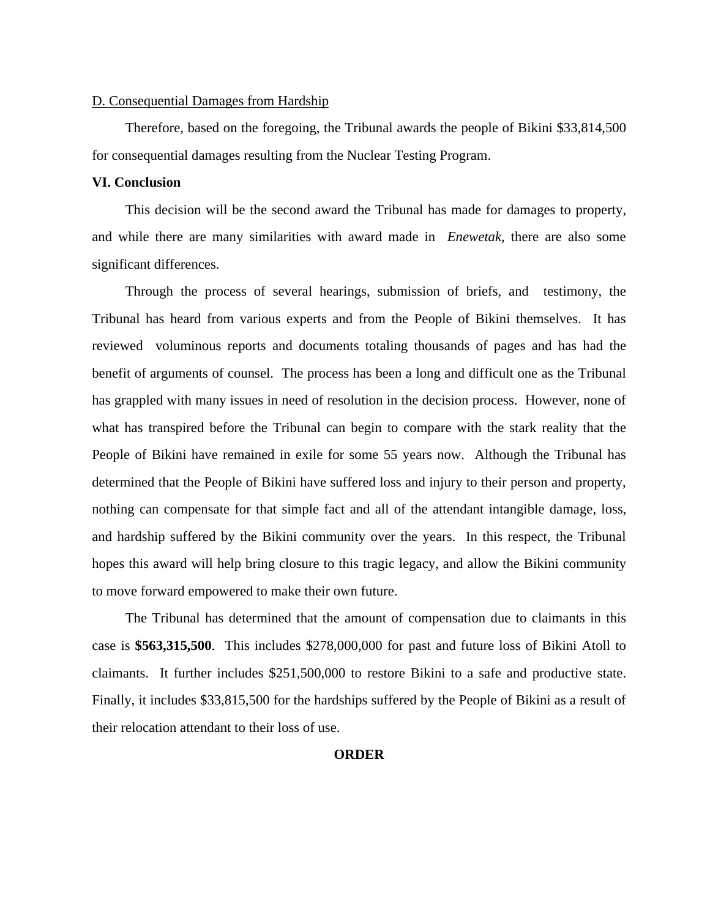D. Consequential Damages from Hardship

Therefore, based on the foregoing, the Tribunal awards the people of Bikini $33,814,500 for consequential damages resulting from the Nuclear Testing Program.

**VI. Conclusion**

This decision will be the second award the Tribunal has made for damages to property, and while there are many similarities with award made in *Enewetak*, there are also some significant differences.

Through the process of several hearings, submission of briefs, and testimony, the Tribunal has heard from various experts and from the People of Bikini themselves. It has reviewed voluminous reports and documents totaling thousands of pages and has had the benefit of arguments of counsel. The process has been a long and difficult one as the Tribunal has grappled with many issues in need of resolution in the decision process. However, none of what has transpired before the Tribunal can begin to compare with the stark reality that the People of Bikini have remained in exile for some 55 years now. Although the Tribunal has determined that the People of Bikini have suffered loss and injury to their person and property, nothing can compensate for that simple fact and all of the attendant intangible damage, loss, and hardship suffered by the Bikini community over the years. In this respect, the Tribunal hopes this award will help bring closure to this tragic legacy, and allow the Bikini community to move forward empowered to make their own future.

The Tribunal has determined that the amount of compensation due to claimants in this case is **$563,315,500**. This includes $278,000,000 for past and future loss of Bikini Atoll to claimants. It further includes $251,500,000 to restore Bikini to a safe and productive state. Finally, it includes $33,815,500 for the hardships suffered by the People of Bikini as a result of their relocation attendant to their loss of use.

**ORDER**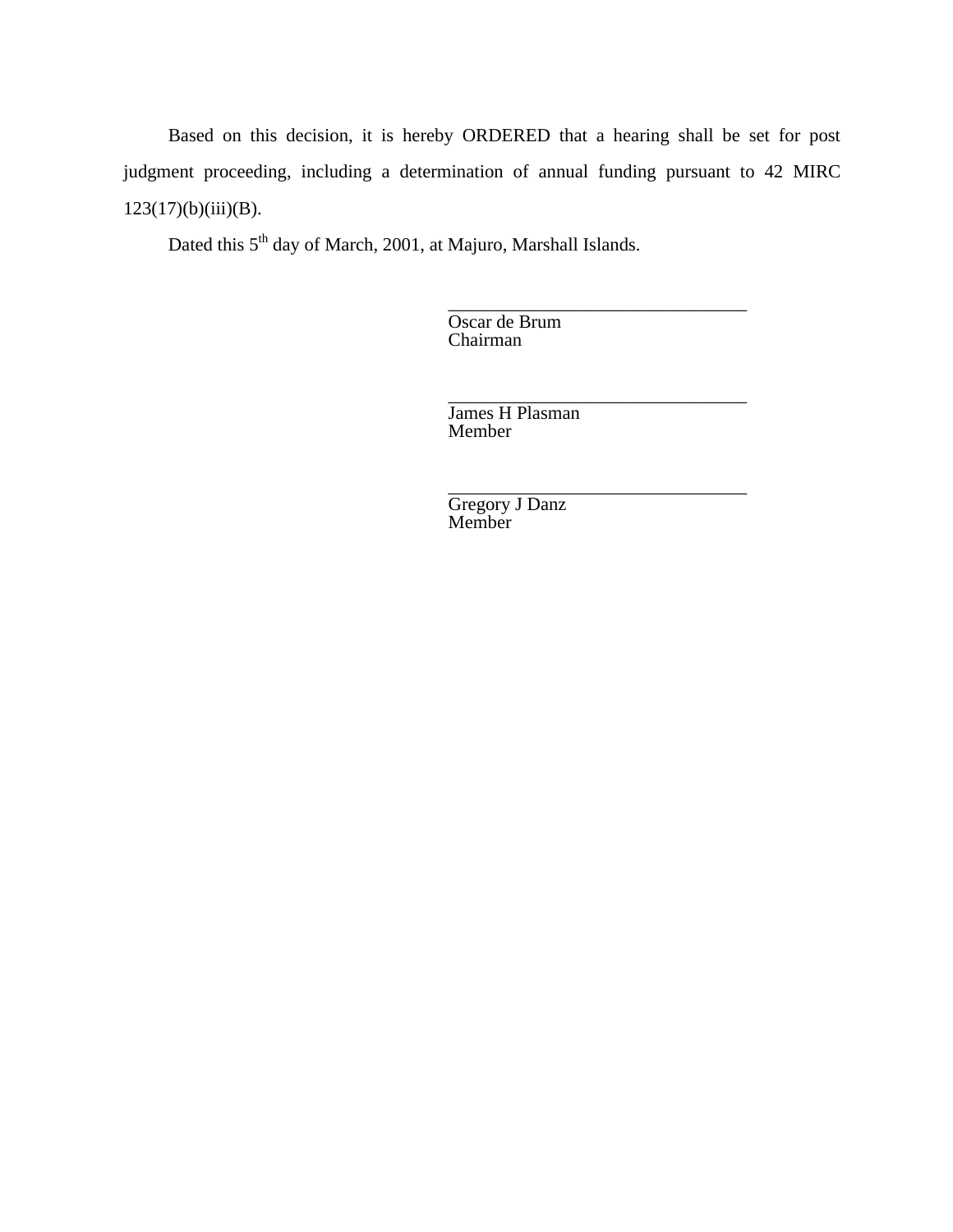Based on this decision, it is hereby ORDERED that a hearing shall be set for post judgment proceeding, including a determination of annual funding pursuant to 42 MIRC 123(17)(b)(iii)(B).

Dated this 5th day of March, 2001, at Majuro, Marshall Islands.

\_\_\_\_\_\_\_\_\_\_\_\_\_\_\_\_\_\_\_\_\_\_\_\_\_\_\_\_\_\_\_\_\_
Oscar de Brum
Chairman

\_\_\_\_\_\_\_\_\_\_\_\_\_\_\_\_\_\_\_\_\_\_\_\_\_\_\_\_\_\_\_\_\_
James H Plasman
Member

\_\_\_\_\_\_\_\_\_\_\_\_\_\_\_\_\_\_\_\_\_\_\_\_\_\_\_\_\_\_\_\_\_
Gregory J Danz
Member